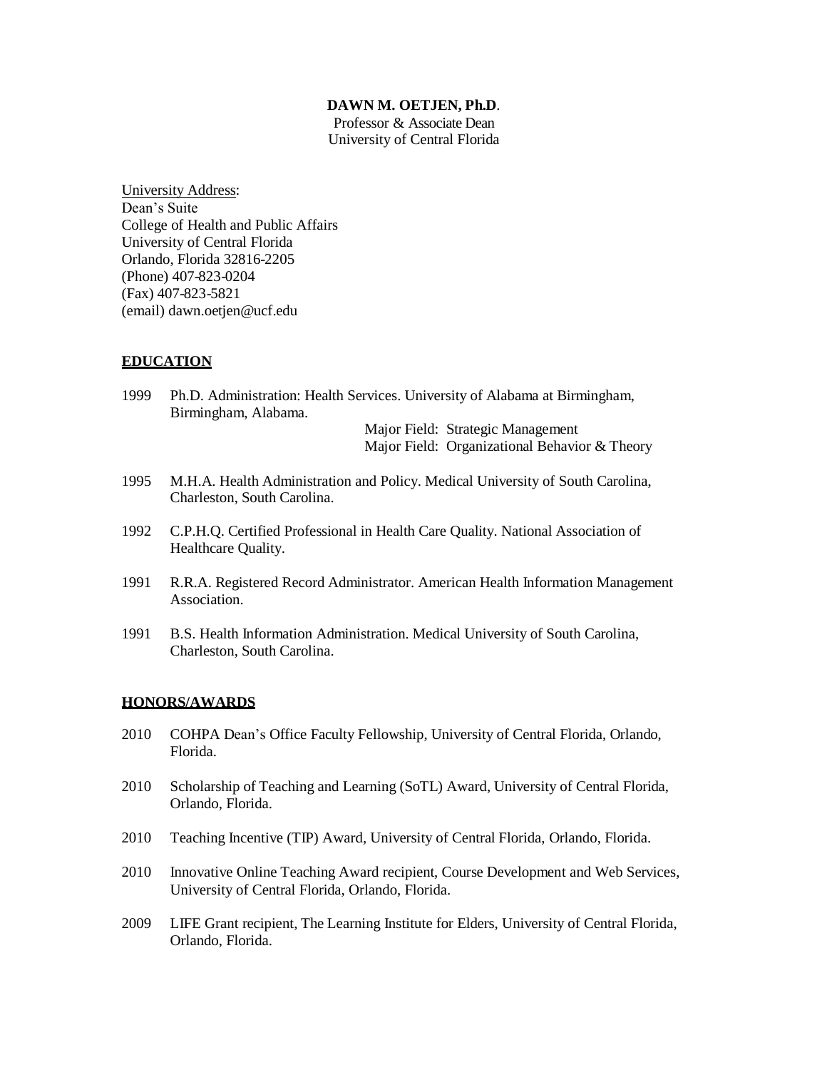**DAWN M. OETJEN, Ph.D**.
Professor & Associate Dean
University of Central Florida

University Address:
Dean's Suite
College of Health and Public Affairs
University of Central Florida
Orlando, Florida 32816-2205
(Phone) 407-823-0204
(Fax) 407-823-5821
(email) dawn.oetjen@ucf.edu

## EDUCATION

1999 Ph.D. Administration: Health Services. University of Alabama at Birmingham, Birmingham, Alabama.
Major Field: Strategic Management
Major Field: Organizational Behavior & Theory

1995 M.H.A. Health Administration and Policy. Medical University of South Carolina, Charleston, South Carolina.

1992 C.P.H.Q. Certified Professional in Health Care Quality. National Association of Healthcare Quality.

1991 R.R.A. Registered Record Administrator. American Health Information Management Association.

1991 B.S. Health Information Administration. Medical University of South Carolina, Charleston, South Carolina.

## HONORS/AWARDS

2010 COHPA Dean's Office Faculty Fellowship, University of Central Florida, Orlando, Florida.

2010 Scholarship of Teaching and Learning (SoTL) Award, University of Central Florida, Orlando, Florida.

2010 Teaching Incentive (TIP) Award, University of Central Florida, Orlando, Florida.

2010 Innovative Online Teaching Award recipient, Course Development and Web Services, University of Central Florida, Orlando, Florida.

2009 LIFE Grant recipient, The Learning Institute for Elders, University of Central Florida, Orlando, Florida.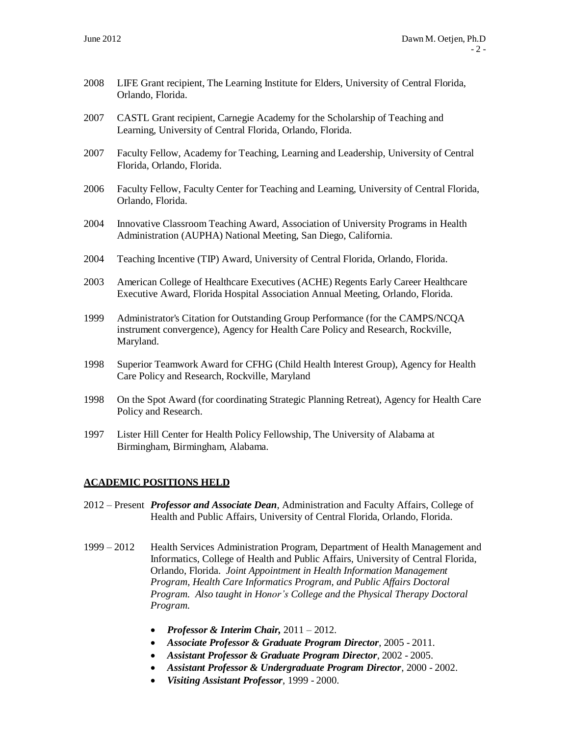2008 LIFE Grant recipient, The Learning Institute for Elders, University of Central Florida, Orlando, Florida.

2007 CASTL Grant recipient, Carnegie Academy for the Scholarship of Teaching and Learning, University of Central Florida, Orlando, Florida.

2007 Faculty Fellow, Academy for Teaching, Learning and Leadership, University of Central Florida, Orlando, Florida.

2006 Faculty Fellow, Faculty Center for Teaching and Learning, University of Central Florida, Orlando, Florida.

2004 Innovative Classroom Teaching Award, Association of University Programs in Health Administration (AUPHA) National Meeting, San Diego, California.

2004 Teaching Incentive (TIP) Award, University of Central Florida, Orlando, Florida.

2003 American College of Healthcare Executives (ACHE) Regents Early Career Healthcare Executive Award, Florida Hospital Association Annual Meeting, Orlando, Florida.

1999 Administrator's Citation for Outstanding Group Performance (for the CAMPS/NCQA instrument convergence), Agency for Health Care Policy and Research, Rockville, Maryland.

1998 Superior Teamwork Award for CFHG (Child Health Interest Group), Agency for Health Care Policy and Research, Rockville, Maryland

1998 On the Spot Award (for coordinating Strategic Planning Retreat), Agency for Health Care Policy and Research.

1997 Lister Hill Center for Health Policy Fellowship, The University of Alabama at Birmingham, Birmingham, Alabama.

## ACADEMIC POSITIONS HELD

2012 – Present ***Professor and Associate Dean***, Administration and Faculty Affairs, College of Health and Public Affairs, University of Central Florida, Orlando, Florida.

1999 – 2012 Health Services Administration Program, Department of Health Management and Informatics, College of Health and Public Affairs, University of Central Florida, Orlando, Florida. *Joint Appointment in Health Information Management Program, Health Care Informatics Program, and Public Affairs Doctoral Program. Also taught in Honor's College and the Physical Therapy Doctoral Program.*

- ***Professor & Interim Chair,*** 2011 – 2012.
- ***Associate Professor & Graduate Program Director***, 2005 - 2011.
- ***Assistant Professor & Graduate Program Director***, 2002 - 2005.
- ***Assistant Professor & Undergraduate Program Director***, 2000 - 2002.
- ***Visiting Assistant Professor***, 1999 - 2000.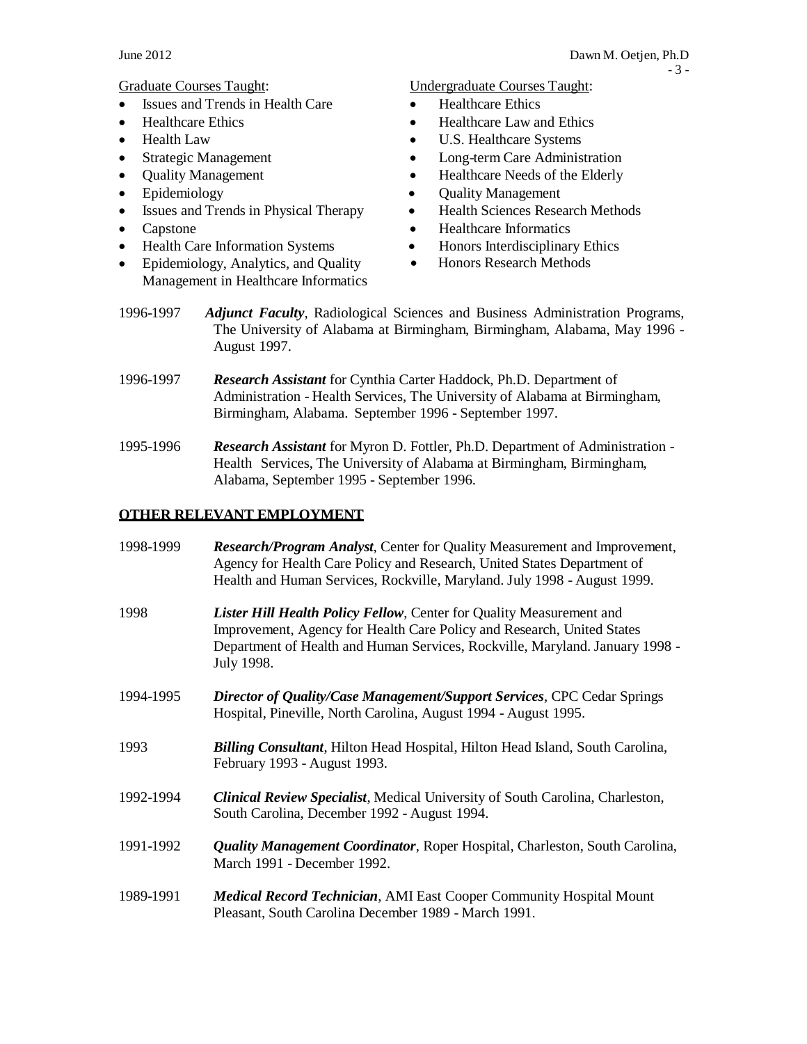Graduate Courses Taught:

- Issues and Trends in Health Care
- Healthcare Ethics
- Health Law
- Strategic Management
- Quality Management
- Epidemiology
- Issues and Trends in Physical Therapy
- Capstone
- Health Care Information Systems
- Epidemiology, Analytics, and Quality Management in Healthcare Informatics

Undergraduate Courses Taught:

- Healthcare Ethics
- Healthcare Law and Ethics
- U.S. Healthcare Systems
- Long-term Care Administration
- Healthcare Needs of the Elderly
- Quality Management
- Health Sciences Research Methods
- Healthcare Informatics
- Honors Interdisciplinary Ethics
- Honors Research Methods

1996-1997 ***Adjunct Faculty***, Radiological Sciences and Business Administration Programs, The University of Alabama at Birmingham, Birmingham, Alabama, May 1996 - August 1997.

1996-1997 ***Research Assistant*** for Cynthia Carter Haddock, Ph.D. Department of Administration - Health Services, The University of Alabama at Birmingham, Birmingham, Alabama. September 1996 - September 1997.

1995-1996 ***Research Assistant*** for Myron D. Fottler, Ph.D. Department of Administration - Health Services, The University of Alabama at Birmingham, Birmingham, Alabama, September 1995 - September 1996.

## OTHER RELEVANT EMPLOYMENT

1998-1999 ***Research/Program Analyst***, Center for Quality Measurement and Improvement, Agency for Health Care Policy and Research, United States Department of Health and Human Services, Rockville, Maryland. July 1998 - August 1999.

1998 ***Lister Hill Health Policy Fellow***, Center for Quality Measurement and Improvement, Agency for Health Care Policy and Research, United States Department of Health and Human Services, Rockville, Maryland. January 1998 - July 1998.

1994-1995 ***Director of Quality/Case Management/Support Services***, CPC Cedar Springs Hospital, Pineville, North Carolina, August 1994 - August 1995.

1993 ***Billing Consultant***, Hilton Head Hospital, Hilton Head Island, South Carolina, February 1993 - August 1993.

1992-1994 ***Clinical Review Specialist***, Medical University of South Carolina, Charleston, South Carolina, December 1992 - August 1994.

1991-1992 ***Quality Management Coordinator***, Roper Hospital, Charleston, South Carolina, March 1991 - December 1992.

1989-1991 ***Medical Record Technician***, AMI East Cooper Community Hospital Mount Pleasant, South Carolina December 1989 - March 1991.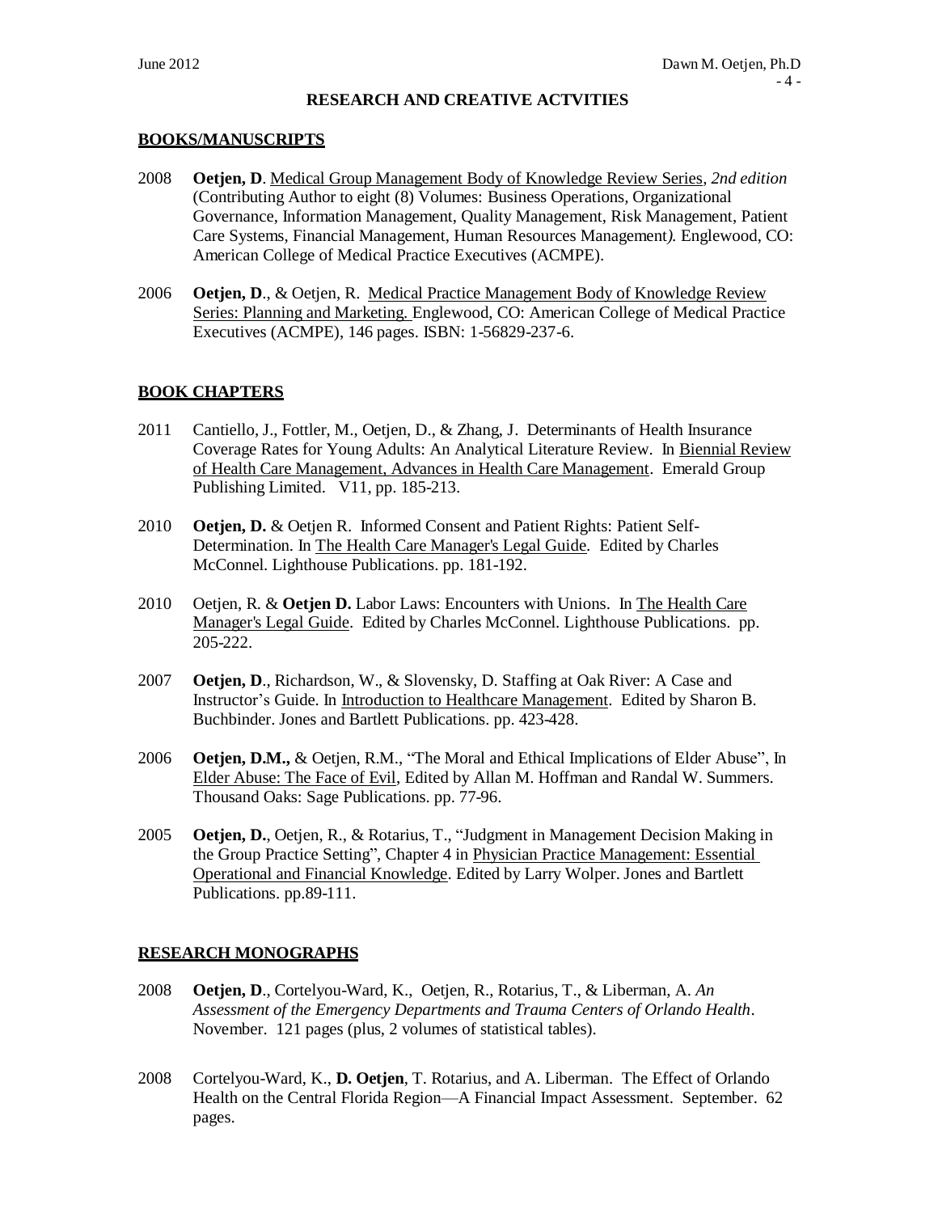# RESEARCH AND CREATIVE ACTVITIES

## BOOKS/MANUSCRIPTS

2008 **Oetjen, D**. Medical Group Management Body of Knowledge Review Series, *2nd edition* (Contributing Author to eight (8) Volumes: Business Operations, Organizational Governance, Information Management, Quality Management, Risk Management, Patient Care Systems, Financial Management, Human Resources Management*).* Englewood, CO: American College of Medical Practice Executives (ACMPE).

2006 **Oetjen, D**., & Oetjen, R. Medical Practice Management Body of Knowledge Review Series: Planning and Marketing. Englewood, CO: American College of Medical Practice Executives (ACMPE), 146 pages. ISBN: 1-56829-237-6.

## BOOK CHAPTERS

2011 Cantiello, J., Fottler, M., Oetjen, D., & Zhang, J. Determinants of Health Insurance Coverage Rates for Young Adults: An Analytical Literature Review. In Biennial Review of Health Care Management, Advances in Health Care Management. Emerald Group Publishing Limited. V11, pp. 185-213.

2010 **Oetjen, D.** & Oetjen R. Informed Consent and Patient Rights: Patient Self-Determination. In The Health Care Manager's Legal Guide. Edited by Charles McConnel. Lighthouse Publications. pp. 181-192.

2010 Oetjen, R. & **Oetjen D.** Labor Laws: Encounters with Unions. In The Health Care Manager's Legal Guide. Edited by Charles McConnel. Lighthouse Publications. pp. 205-222.

2007 **Oetjen, D**., Richardson, W., & Slovensky, D. Staffing at Oak River: A Case and Instructor's Guide. In Introduction to Healthcare Management. Edited by Sharon B. Buchbinder. Jones and Bartlett Publications. pp. 423-428.

2006 **Oetjen, D.M.,** & Oetjen, R.M., "The Moral and Ethical Implications of Elder Abuse", In Elder Abuse: The Face of Evil, Edited by Allan M. Hoffman and Randal W. Summers. Thousand Oaks: Sage Publications. pp. 77-96.

2005 **Oetjen, D.**, Oetjen, R., & Rotarius, T., "Judgment in Management Decision Making in the Group Practice Setting", Chapter 4 in Physician Practice Management: Essential Operational and Financial Knowledge. Edited by Larry Wolper. Jones and Bartlett Publications. pp.89-111.

## RESEARCH MONOGRAPHS

2008 **Oetjen, D**., Cortelyou-Ward, K., Oetjen, R., Rotarius, T., & Liberman, A. *An Assessment of the Emergency Departments and Trauma Centers of Orlando Health*. November. 121 pages (plus, 2 volumes of statistical tables).

2008 Cortelyou-Ward, K., **D. Oetjen**, T. Rotarius, and A. Liberman. The Effect of Orlando Health on the Central Florida Region—A Financial Impact Assessment. September. 62 pages.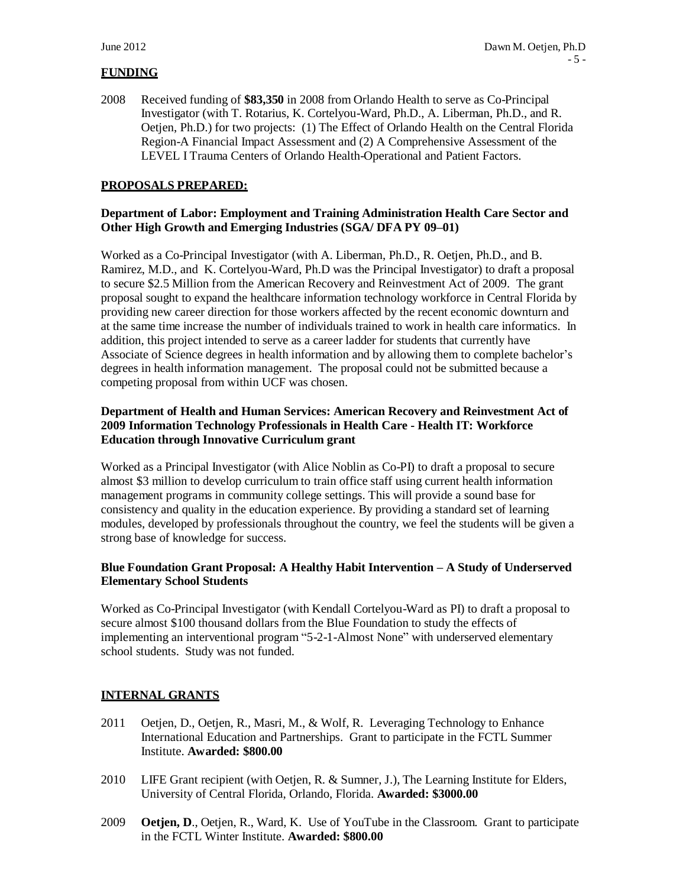## FUNDING

2008 Received funding of **$83,350** in 2008 from Orlando Health to serve as Co-Principal Investigator (with T. Rotarius, K. Cortelyou-Ward, Ph.D., A. Liberman, Ph.D., and R. Oetjen, Ph.D.) for two projects: (1) The Effect of Orlando Health on the Central Florida Region-A Financial Impact Assessment and (2) A Comprehensive Assessment of the LEVEL I Trauma Centers of Orlando Health-Operational and Patient Factors.

## PROPOSALS PREPARED:

### Department of Labor: Employment and Training Administration Health Care Sector and Other High Growth and Emerging Industries (SGA/ DFA PY 09–01)

Worked as a Co-Principal Investigator (with A. Liberman, Ph.D., R. Oetjen, Ph.D., and B. Ramirez, M.D., and K. Cortelyou-Ward, Ph.D was the Principal Investigator) to draft a proposal to secure $2.5 Million from the American Recovery and Reinvestment Act of 2009. The grant proposal sought to expand the healthcare information technology workforce in Central Florida by providing new career direction for those workers affected by the recent economic downturn and at the same time increase the number of individuals trained to work in health care informatics. In addition, this project intended to serve as a career ladder for students that currently have Associate of Science degrees in health information and by allowing them to complete bachelor's degrees in health information management. The proposal could not be submitted because a competing proposal from within UCF was chosen.

### Department of Health and Human Services: American Recovery and Reinvestment Act of 2009 Information Technology Professionals in Health Care - Health IT: Workforce Education through Innovative Curriculum grant

Worked as a Principal Investigator (with Alice Noblin as Co-PI) to draft a proposal to secure almost $3 million to develop curriculum to train office staff using current health information management programs in community college settings. This will provide a sound base for consistency and quality in the education experience. By providing a standard set of learning modules, developed by professionals throughout the country, we feel the students will be given a strong base of knowledge for success.

### Blue Foundation Grant Proposal: A Healthy Habit Intervention – A Study of Underserved Elementary School Students

Worked as Co-Principal Investigator (with Kendall Cortelyou-Ward as PI) to draft a proposal to secure almost $100 thousand dollars from the Blue Foundation to study the effects of implementing an interventional program "5-2-1-Almost None" with underserved elementary school students. Study was not funded.

## INTERNAL GRANTS

2011 Oetjen, D., Oetjen, R., Masri, M., & Wolf, R. Leveraging Technology to Enhance International Education and Partnerships. Grant to participate in the FCTL Summer Institute. **Awarded: $800.00**

2010 LIFE Grant recipient (with Oetjen, R. & Sumner, J.), The Learning Institute for Elders, University of Central Florida, Orlando, Florida. **Awarded: $3000.00**

2009 **Oetjen, D**., Oetjen, R., Ward, K. Use of YouTube in the Classroom. Grant to participate in the FCTL Winter Institute. **Awarded: $800.00**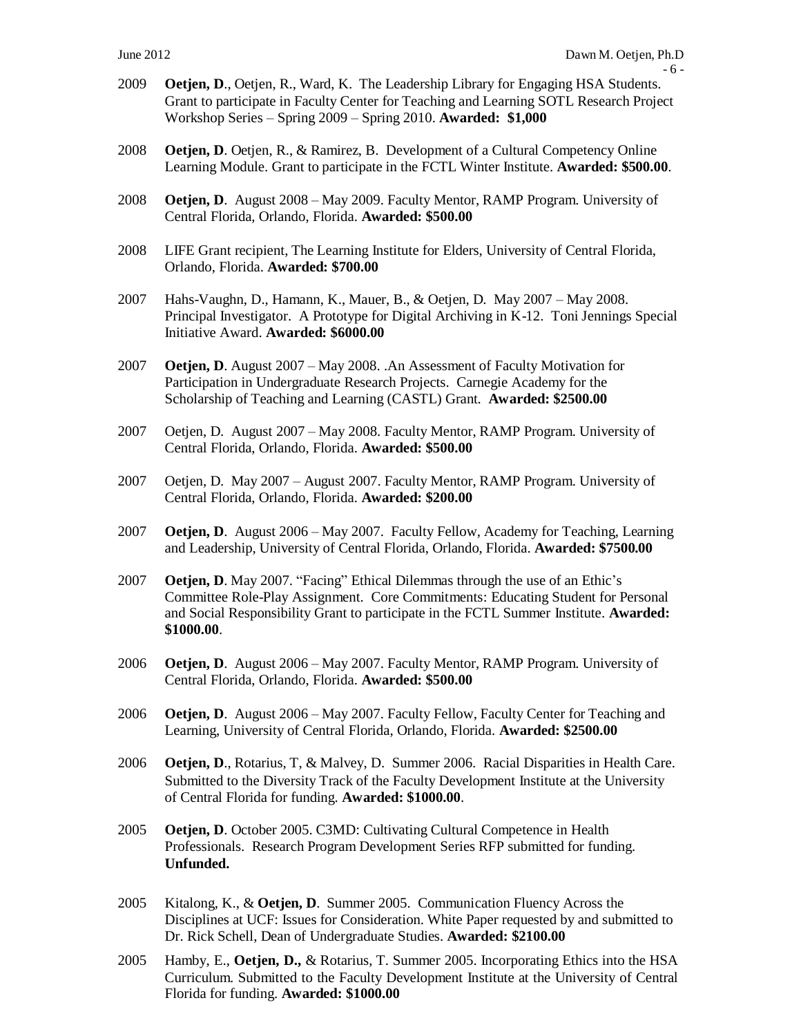2009 **Oetjen, D**., Oetjen, R., Ward, K. The Leadership Library for Engaging HSA Students. Grant to participate in Faculty Center for Teaching and Learning SOTL Research Project Workshop Series – Spring 2009 – Spring 2010. **Awarded: $1,000**

2008 **Oetjen, D**. Oetjen, R., & Ramirez, B. Development of a Cultural Competency Online Learning Module. Grant to participate in the FCTL Winter Institute. **Awarded: $500.00**.

2008 **Oetjen, D**. August 2008 – May 2009. Faculty Mentor, RAMP Program. University of Central Florida, Orlando, Florida. **Awarded: $500.00**

2008 LIFE Grant recipient, The Learning Institute for Elders, University of Central Florida, Orlando, Florida. **Awarded: $700.00**

2007 Hahs-Vaughn, D., Hamann, K., Mauer, B., & Oetjen, D. May 2007 – May 2008. Principal Investigator. A Prototype for Digital Archiving in K-12. Toni Jennings Special Initiative Award. **Awarded: $6000.00**

2007 **Oetjen, D**. August 2007 – May 2008. .An Assessment of Faculty Motivation for Participation in Undergraduate Research Projects. Carnegie Academy for the Scholarship of Teaching and Learning (CASTL) Grant. **Awarded: $2500.00**

2007 Oetjen, D. August 2007 – May 2008. Faculty Mentor, RAMP Program. University of Central Florida, Orlando, Florida. **Awarded: $500.00**

2007 Oetjen, D. May 2007 – August 2007. Faculty Mentor, RAMP Program. University of Central Florida, Orlando, Florida. **Awarded: $200.00**

2007 **Oetjen, D**. August 2006 – May 2007. Faculty Fellow, Academy for Teaching, Learning and Leadership, University of Central Florida, Orlando, Florida. **Awarded: $7500.00**

2007 **Oetjen, D**. May 2007. "Facing" Ethical Dilemmas through the use of an Ethic's Committee Role-Play Assignment. Core Commitments: Educating Student for Personal and Social Responsibility Grant to participate in the FCTL Summer Institute. **Awarded: $1000.00**.

2006 **Oetjen, D**. August 2006 – May 2007. Faculty Mentor, RAMP Program. University of Central Florida, Orlando, Florida. **Awarded: $500.00**

2006 **Oetjen, D**. August 2006 – May 2007. Faculty Fellow, Faculty Center for Teaching and Learning, University of Central Florida, Orlando, Florida. **Awarded: $2500.00**

2006 **Oetjen, D**., Rotarius, T, & Malvey, D. Summer 2006. Racial Disparities in Health Care. Submitted to the Diversity Track of the Faculty Development Institute at the University of Central Florida for funding. **Awarded: $1000.00**.

2005 **Oetjen, D**. October 2005. C3MD: Cultivating Cultural Competence in Health Professionals. Research Program Development Series RFP submitted for funding. **Unfunded.**

2005 Kitalong, K., & **Oetjen, D**. Summer 2005. Communication Fluency Across the Disciplines at UCF: Issues for Consideration. White Paper requested by and submitted to Dr. Rick Schell, Dean of Undergraduate Studies. **Awarded: $2100.00**

2005 Hamby, E., **Oetjen, D.,** & Rotarius, T. Summer 2005. Incorporating Ethics into the HSA Curriculum. Submitted to the Faculty Development Institute at the University of Central Florida for funding. **Awarded: $1000.00**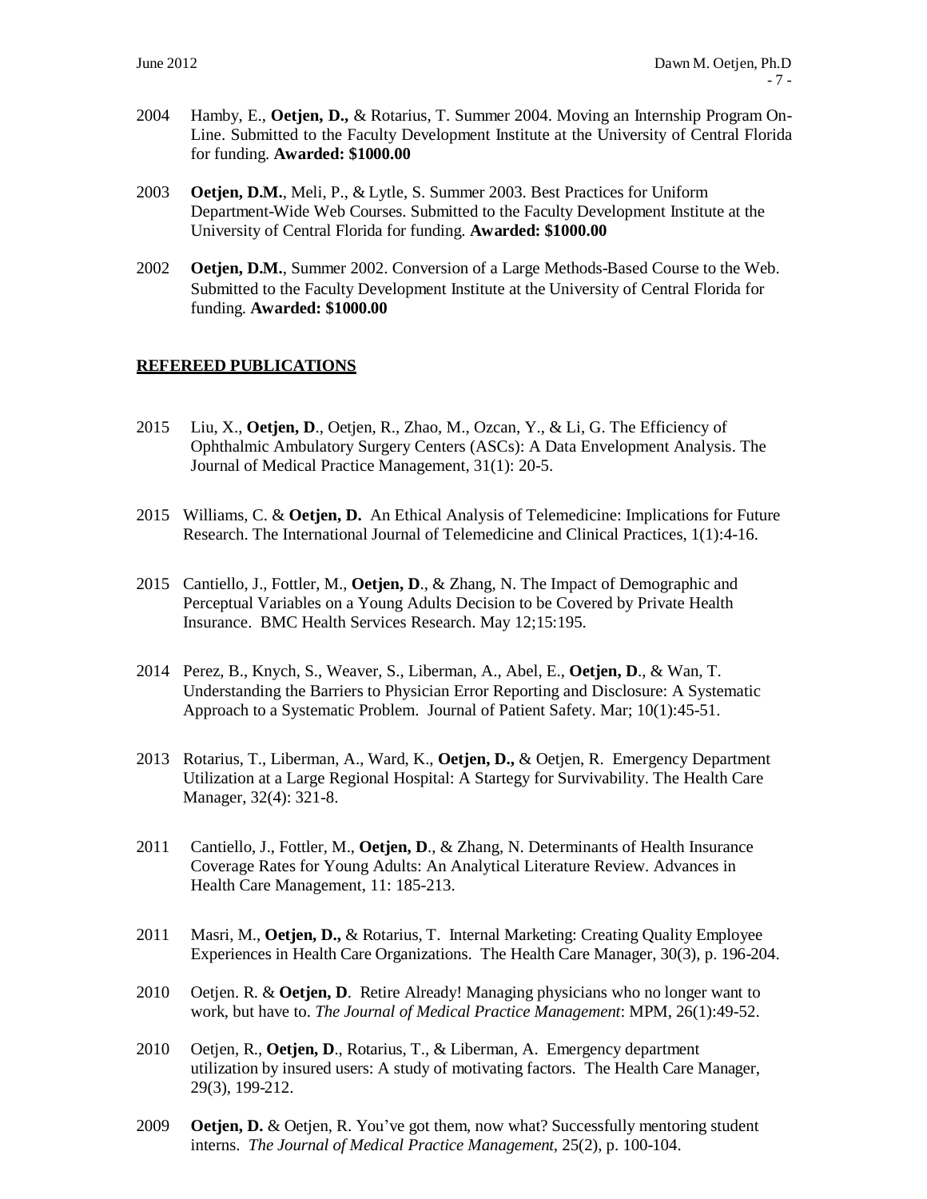2004 Hamby, E., **Oetjen, D.,** & Rotarius, T. Summer 2004. Moving an Internship Program On-Line. Submitted to the Faculty Development Institute at the University of Central Florida for funding. **Awarded: $1000.00**

2003 **Oetjen, D.M.**, Meli, P., & Lytle, S. Summer 2003. Best Practices for Uniform Department-Wide Web Courses. Submitted to the Faculty Development Institute at the University of Central Florida for funding. **Awarded: $1000.00**

2002 **Oetjen, D.M.**, Summer 2002. Conversion of a Large Methods-Based Course to the Web. Submitted to the Faculty Development Institute at the University of Central Florida for funding. **Awarded: $1000.00**

## REFEREED PUBLICATIONS

2015 Liu, X., **Oetjen, D**., Oetjen, R., Zhao, M., Ozcan, Y., & Li, G. The Efficiency of Ophthalmic Ambulatory Surgery Centers (ASCs): A Data Envelopment Analysis. The Journal of Medical Practice Management, 31(1): 20-5.

2015 Williams, C. & **Oetjen, D.** An Ethical Analysis of Telemedicine: Implications for Future Research. The International Journal of Telemedicine and Clinical Practices, 1(1):4-16.

2015 Cantiello, J., Fottler, M., **Oetjen, D**., & Zhang, N. The Impact of Demographic and Perceptual Variables on a Young Adults Decision to be Covered by Private Health Insurance. BMC Health Services Research. May 12;15:195.

2014 Perez, B., Knych, S., Weaver, S., Liberman, A., Abel, E., **Oetjen, D**., & Wan, T. Understanding the Barriers to Physician Error Reporting and Disclosure: A Systematic Approach to a Systematic Problem. Journal of Patient Safety. Mar; 10(1):45-51.

2013 Rotarius, T., Liberman, A., Ward, K., **Oetjen, D.,** & Oetjen, R. Emergency Department Utilization at a Large Regional Hospital: A Startegy for Survivability. The Health Care Manager, 32(4): 321-8.

2011 Cantiello, J., Fottler, M., **Oetjen, D**., & Zhang, N. Determinants of Health Insurance Coverage Rates for Young Adults: An Analytical Literature Review. Advances in Health Care Management, 11: 185-213.

2011 Masri, M., **Oetjen, D.,** & Rotarius, T. Internal Marketing: Creating Quality Employee Experiences in Health Care Organizations. The Health Care Manager, 30(3), p. 196-204.

2010 Oetjen. R. & **Oetjen, D**. Retire Already! Managing physicians who no longer want to work, but have to. *The Journal of Medical Practice Management*: MPM, 26(1):49-52.

2010 Oetjen, R., **Oetjen, D**., Rotarius, T., & Liberman, A. Emergency department utilization by insured users: A study of motivating factors. The Health Care Manager, 29(3), 199-212.

2009 **Oetjen, D.** & Oetjen, R. You've got them, now what? Successfully mentoring student interns. *The Journal of Medical Practice Management*, 25(2), p. 100-104.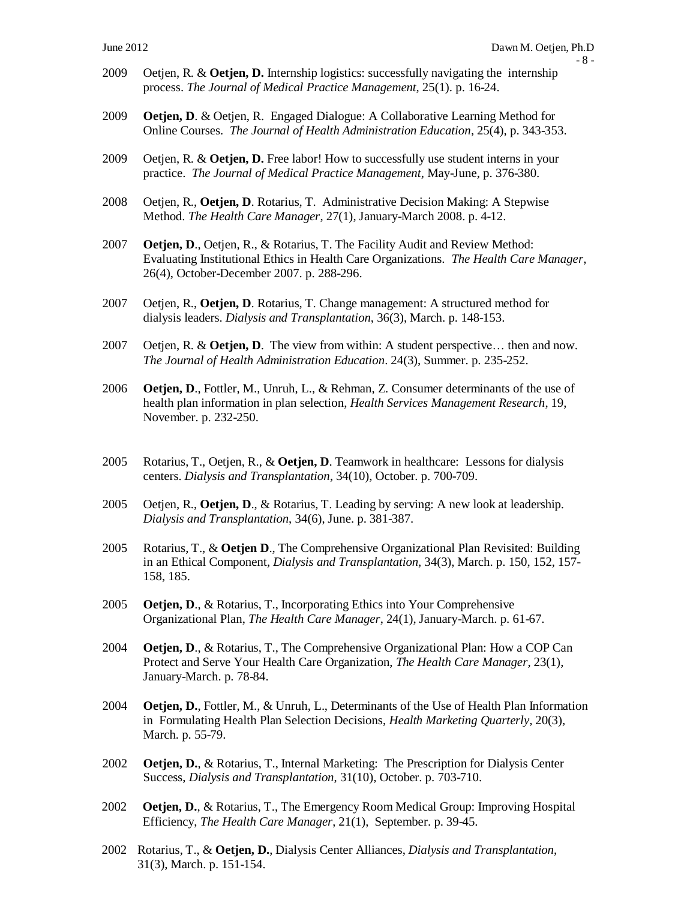2009 Oetjen, R. & **Oetjen, D.** Internship logistics: successfully navigating the internship process. *The Journal of Medical Practice Management*, 25(1). p. 16-24.

2009 **Oetjen, D**. & Oetjen, R. Engaged Dialogue: A Collaborative Learning Method for Online Courses. *The Journal of Health Administration Education*, 25(4), p. 343-353.

2009 Oetjen, R. & **Oetjen, D.** Free labor! How to successfully use student interns in your practice. *The Journal of Medical Practice Management*, May-June, p. 376-380.

2008 Oetjen, R., **Oetjen, D**. Rotarius, T. Administrative Decision Making: A Stepwise Method. *The Health Care Manager*, 27(1), January-March 2008. p. 4-12.

2007 **Oetjen, D**., Oetjen, R., & Rotarius, T. The Facility Audit and Review Method: Evaluating Institutional Ethics in Health Care Organizations. *The Health Care Manager*, 26(4), October-December 2007. p. 288-296.

2007 Oetjen, R., **Oetjen, D**. Rotarius, T. Change management: A structured method for dialysis leaders. *Dialysis and Transplantation*, 36(3), March. p. 148-153.

2007 Oetjen, R. & **Oetjen, D**. The view from within: A student perspective… then and now. *The Journal of Health Administration Education*. 24(3), Summer. p. 235-252.

2006 **Oetjen, D**., Fottler, M., Unruh, L., & Rehman, Z. Consumer determinants of the use of health plan information in plan selection, *Health Services Management Research*, 19, November. p. 232-250.

2005 Rotarius, T., Oetjen, R., & **Oetjen, D**. Teamwork in healthcare: Lessons for dialysis centers. *Dialysis and Transplantation*, 34(10), October. p. 700-709.

2005 Oetjen, R., **Oetjen, D**., & Rotarius, T. Leading by serving: A new look at leadership. *Dialysis and Transplantation*, 34(6), June. p. 381-387.

2005 Rotarius, T., & **Oetjen D**., The Comprehensive Organizational Plan Revisited: Building in an Ethical Component, *Dialysis and Transplantation*, 34(3), March. p. 150, 152, 157-158, 185.

2005 **Oetjen, D**., & Rotarius, T., Incorporating Ethics into Your Comprehensive Organizational Plan, *The Health Care Manager*, 24(1), January-March. p. 61-67.

2004 **Oetjen, D**., & Rotarius, T., The Comprehensive Organizational Plan: How a COP Can Protect and Serve Your Health Care Organization, *The Health Care Manager*, 23(1), January-March. p. 78-84.

2004 **Oetjen, D.**, Fottler, M., & Unruh, L., Determinants of the Use of Health Plan Information in Formulating Health Plan Selection Decisions, *Health Marketing Quarterly*, 20(3), March. p. 55-79.

2002 **Oetjen, D.**, & Rotarius, T., Internal Marketing: The Prescription for Dialysis Center Success, *Dialysis and Transplantation*, 31(10), October. p. 703-710.

2002 **Oetjen, D.**, & Rotarius, T., The Emergency Room Medical Group: Improving Hospital Efficiency, *The Health Care Manager*, 21(1), September. p. 39-45.

2002 Rotarius, T., & **Oetjen, D.**, Dialysis Center Alliances, *Dialysis and Transplantation*, 31(3), March. p. 151-154.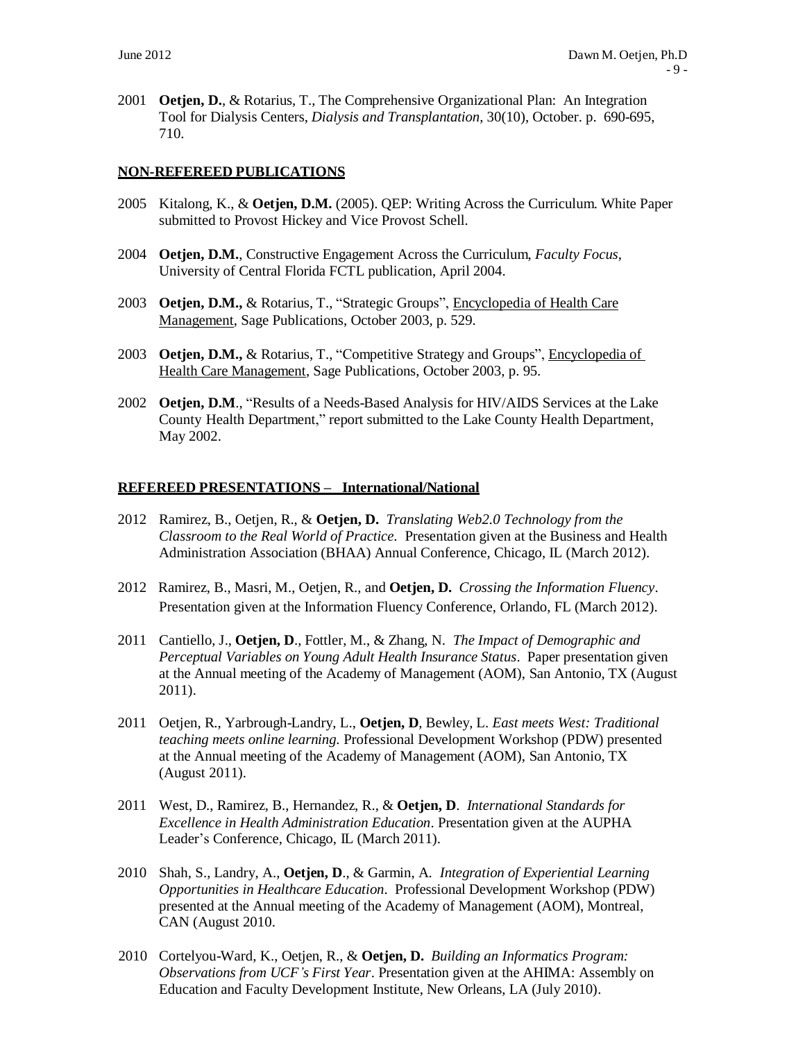2001 **Oetjen, D.**, & Rotarius, T., The Comprehensive Organizational Plan: An Integration Tool for Dialysis Centers, *Dialysis and Transplantation*, 30(10), October. p. 690-695, 710.

## NON-REFEREED PUBLICATIONS

2005 Kitalong, K., & **Oetjen, D.M.** (2005). QEP: Writing Across the Curriculum. White Paper submitted to Provost Hickey and Vice Provost Schell.

2004 **Oetjen, D.M.**, Constructive Engagement Across the Curriculum, *Faculty Focus*, University of Central Florida FCTL publication, April 2004.

2003 **Oetjen, D.M.,** & Rotarius, T., "Strategic Groups", Encyclopedia of Health Care Management, Sage Publications, October 2003, p. 529.

2003 **Oetjen, D.M.,** & Rotarius, T., "Competitive Strategy and Groups", Encyclopedia of Health Care Management, Sage Publications, October 2003, p. 95.

2002 **Oetjen, D.M**., "Results of a Needs-Based Analysis for HIV/AIDS Services at the Lake County Health Department," report submitted to the Lake County Health Department, May 2002.

## REFEREED PRESENTATIONS – International/National

2012 Ramirez, B., Oetjen, R., & **Oetjen, D.** *Translating Web2.0 Technology from the Classroom to the Real World of Practice*. Presentation given at the Business and Health Administration Association (BHAA) Annual Conference, Chicago, IL (March 2012).

2012 Ramirez, B., Masri, M., Oetjen, R., and **Oetjen, D.** *Crossing the Information Fluency*. Presentation given at the Information Fluency Conference, Orlando, FL (March 2012).

2011 Cantiello, J., **Oetjen, D**., Fottler, M., & Zhang, N. *The Impact of Demographic and Perceptual Variables on Young Adult Health Insurance Status*. Paper presentation given at the Annual meeting of the Academy of Management (AOM), San Antonio, TX (August 2011).

2011 Oetjen, R., Yarbrough-Landry, L., **Oetjen, D**, Bewley, L. *East meets West: Traditional teaching meets online learning.* Professional Development Workshop (PDW) presented at the Annual meeting of the Academy of Management (AOM), San Antonio, TX (August 2011).

2011 West, D., Ramirez, B., Hernandez, R., & **Oetjen, D**. *International Standards for Excellence in Health Administration Education*. Presentation given at the AUPHA Leader's Conference, Chicago, IL (March 2011).

2010 Shah, S., Landry, A., **Oetjen, D**., & Garmin, A. *Integration of Experiential Learning Opportunities in Healthcare Education*. Professional Development Workshop (PDW) presented at the Annual meeting of the Academy of Management (AOM), Montreal, CAN (August 2010.

2010 Cortelyou-Ward, K., Oetjen, R., & **Oetjen, D.** *Building an Informatics Program: Observations from UCF's First Year*. Presentation given at the AHIMA: Assembly on Education and Faculty Development Institute, New Orleans, LA (July 2010).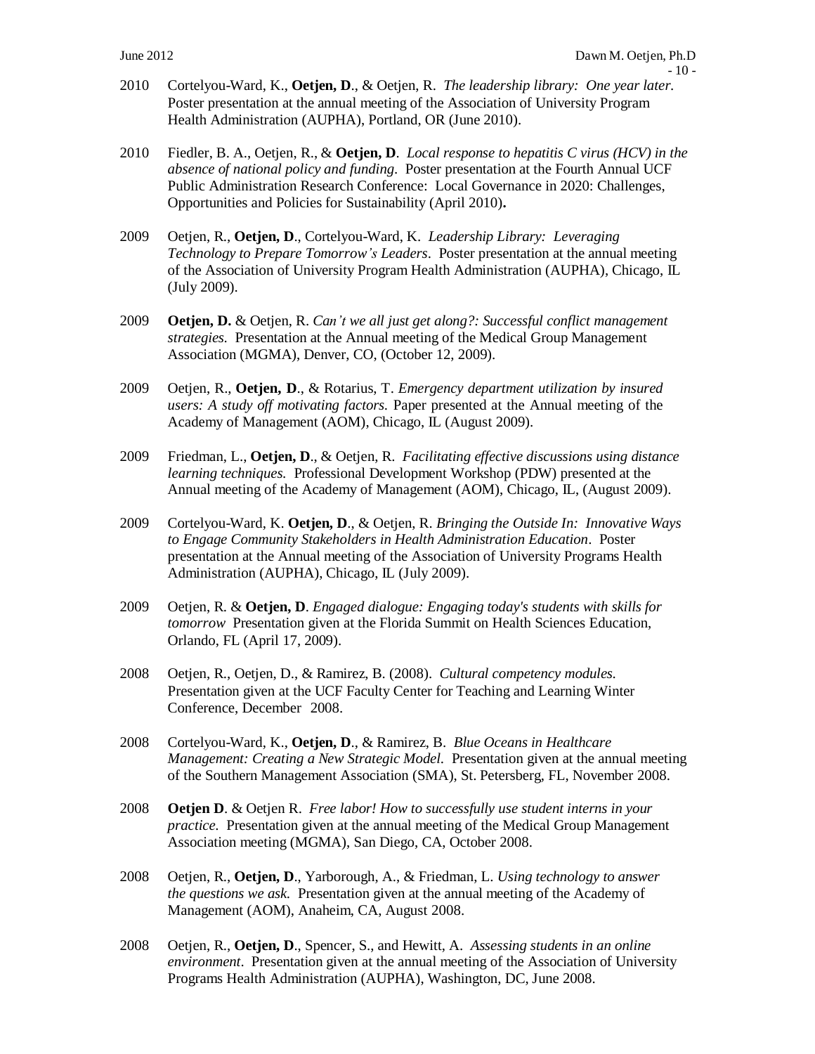2010 Cortelyou-Ward, K., **Oetjen, D**., & Oetjen, R. *The leadership library: One year later.* Poster presentation at the annual meeting of the Association of University Program Health Administration (AUPHA), Portland, OR (June 2010).

2010 Fiedler, B. A., Oetjen, R., & **Oetjen, D**. *Local response to hepatitis C virus (HCV) in the absence of national policy and funding*. Poster presentation at the Fourth Annual UCF Public Administration Research Conference: Local Governance in 2020: Challenges, Opportunities and Policies for Sustainability (April 2010)**.**

2009 Oetjen, R., **Oetjen, D**., Cortelyou-Ward, K. *Leadership Library: Leveraging Technology to Prepare Tomorrow's Leaders*. Poster presentation at the annual meeting of the Association of University Program Health Administration (AUPHA), Chicago, IL (July 2009).

2009 **Oetjen, D.** & Oetjen, R. *Can't we all just get along?: Successful conflict management strategies.* Presentation at the Annual meeting of the Medical Group Management Association (MGMA), Denver, CO, (October 12, 2009).

2009 Oetjen, R., **Oetjen, D**., & Rotarius, T. *Emergency department utilization by insured users: A study off motivating factors.* Paper presented at the Annual meeting of the Academy of Management (AOM), Chicago, IL (August 2009).

2009 Friedman, L., **Oetjen, D**., & Oetjen, R. *Facilitating effective discussions using distance learning techniques.* Professional Development Workshop (PDW) presented at the Annual meeting of the Academy of Management (AOM), Chicago, IL, (August 2009).

2009 Cortelyou-Ward, K. **Oetjen, D**., & Oetjen, R. *Bringing the Outside In: Innovative Ways to Engage Community Stakeholders in Health Administration Education*. Poster presentation at the Annual meeting of the Association of University Programs Health Administration (AUPHA), Chicago, IL (July 2009).

2009 Oetjen, R. & **Oetjen, D**. *Engaged dialogue: Engaging today's students with skills for tomorrow* Presentation given at the Florida Summit on Health Sciences Education, Orlando, FL (April 17, 2009).

2008 Oetjen, R., Oetjen, D., & Ramirez, B. (2008). *Cultural competency modules.* Presentation given at the UCF Faculty Center for Teaching and Learning Winter Conference, December 2008.

2008 Cortelyou-Ward, K., **Oetjen, D**., & Ramirez, B. *Blue Oceans in Healthcare Management: Creating a New Strategic Model*. Presentation given at the annual meeting of the Southern Management Association (SMA), St. Petersberg, FL, November 2008.

2008 **Oetjen D**. & Oetjen R. *Free labor! How to successfully use student interns in your practice.* Presentation given at the annual meeting of the Medical Group Management Association meeting (MGMA), San Diego, CA, October 2008.

2008 Oetjen, R., **Oetjen, D**., Yarborough, A., & Friedman, L. *Using technology to answer the questions we ask.* Presentation given at the annual meeting of the Academy of Management (AOM), Anaheim, CA, August 2008.

2008 Oetjen, R., **Oetjen, D**., Spencer, S., and Hewitt, A. *Assessing students in an online environment*. Presentation given at the annual meeting of the Association of University Programs Health Administration (AUPHA), Washington, DC, June 2008.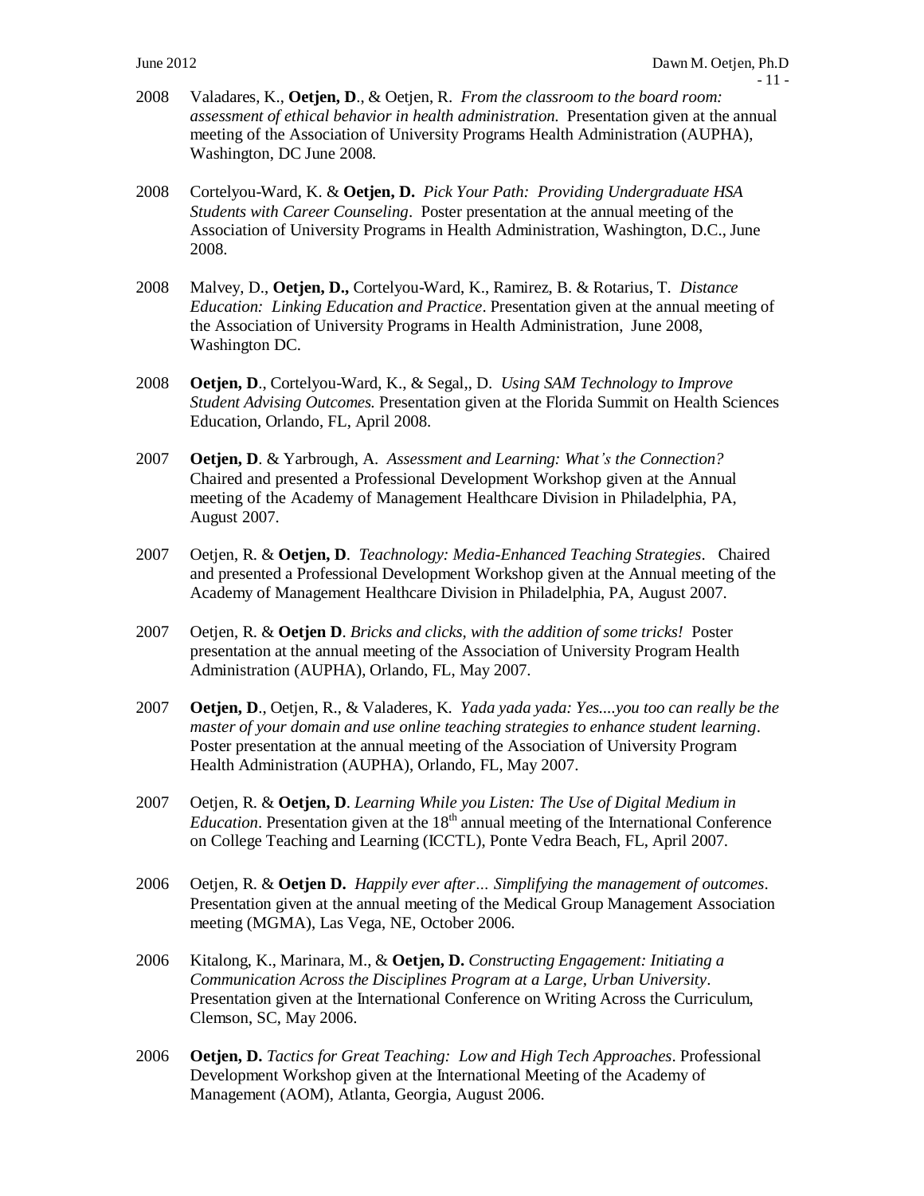2008 Valadares, K., **Oetjen, D**., & Oetjen, R. *From the classroom to the board room: assessment of ethical behavior in health administration.* Presentation given at the annual meeting of the Association of University Programs Health Administration (AUPHA), Washington, DC June 2008.

2008 Cortelyou-Ward, K. & **Oetjen, D.** *Pick Your Path: Providing Undergraduate HSA Students with Career Counseling*. Poster presentation at the annual meeting of the Association of University Programs in Health Administration, Washington, D.C., June 2008.

2008 Malvey, D., **Oetjen, D.,** Cortelyou-Ward, K., Ramirez, B. & Rotarius, T. *Distance Education: Linking Education and Practice*. Presentation given at the annual meeting of the Association of University Programs in Health Administration, June 2008, Washington DC.

2008 **Oetjen, D**., Cortelyou-Ward, K., & Segal,, D. *Using SAM Technology to Improve Student Advising Outcomes.* Presentation given at the Florida Summit on Health Sciences Education, Orlando, FL, April 2008.

2007 **Oetjen, D**. & Yarbrough, A. *Assessment and Learning: What's the Connection?* Chaired and presented a Professional Development Workshop given at the Annual meeting of the Academy of Management Healthcare Division in Philadelphia, PA, August 2007.

2007 Oetjen, R. & **Oetjen, D**. *Teachnology: Media-Enhanced Teaching Strategies*. Chaired and presented a Professional Development Workshop given at the Annual meeting of the Academy of Management Healthcare Division in Philadelphia, PA, August 2007.

2007 Oetjen, R. & **Oetjen D**. *Bricks and clicks, with the addition of some tricks!* Poster presentation at the annual meeting of the Association of University Program Health Administration (AUPHA), Orlando, FL, May 2007.

2007 **Oetjen, D**., Oetjen, R., & Valaderes, K. *Yada yada yada: Yes....you too can really be the master of your domain and use online teaching strategies to enhance student learning*. Poster presentation at the annual meeting of the Association of University Program Health Administration (AUPHA), Orlando, FL, May 2007.

2007 Oetjen, R. & **Oetjen, D**. *Learning While you Listen: The Use of Digital Medium in Education*. Presentation given at the 18th annual meeting of the International Conference on College Teaching and Learning (ICCTL), Ponte Vedra Beach, FL, April 2007.

2006 Oetjen, R. & **Oetjen D.** *Happily ever after… Simplifying the management of outcomes*. Presentation given at the annual meeting of the Medical Group Management Association meeting (MGMA), Las Vega, NE, October 2006.

2006 Kitalong, K., Marinara, M., & **Oetjen, D.** *Constructing Engagement: Initiating a Communication Across the Disciplines Program at a Large, Urban University*. Presentation given at the International Conference on Writing Across the Curriculum, Clemson, SC, May 2006.

2006 **Oetjen, D.** *Tactics for Great Teaching: Low and High Tech Approaches*. Professional Development Workshop given at the International Meeting of the Academy of Management (AOM), Atlanta, Georgia, August 2006.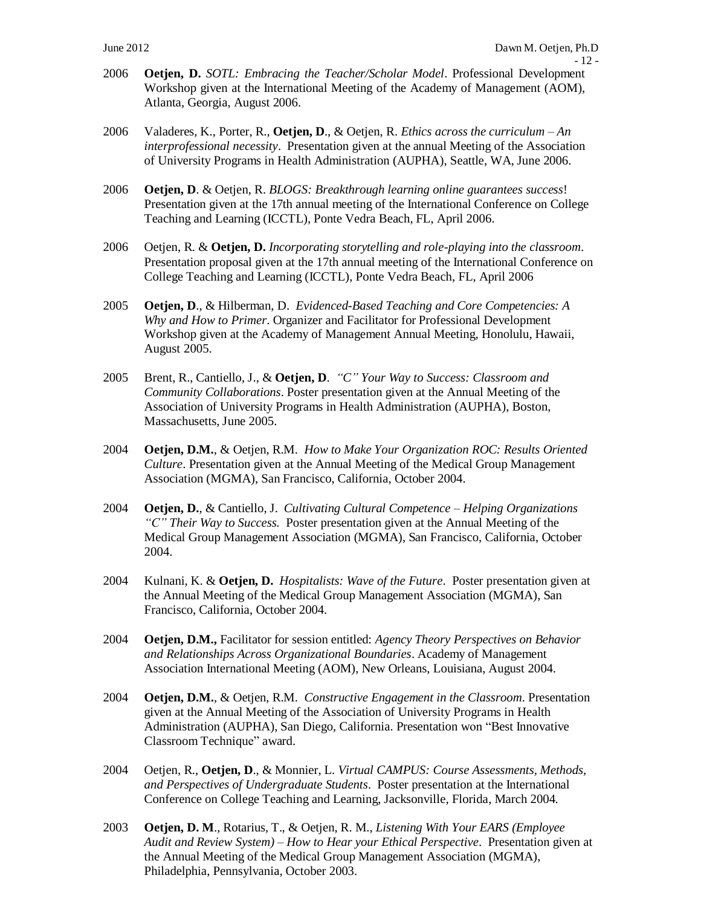2006 **Oetjen, D.** *SOTL: Embracing the Teacher/Scholar Model*. Professional Development Workshop given at the International Meeting of the Academy of Management (AOM), Atlanta, Georgia, August 2006.

2006 Valaderes, K., Porter, R., **Oetjen, D**., & Oetjen, R. *Ethics across the curriculum – An interprofessional necessity*. Presentation given at the annual Meeting of the Association of University Programs in Health Administration (AUPHA), Seattle, WA, June 2006.

2006 **Oetjen, D**. & Oetjen, R. *BLOGS: Breakthrough learning online guarantees success*! Presentation given at the 17th annual meeting of the International Conference on College Teaching and Learning (ICCTL), Ponte Vedra Beach, FL, April 2006.

2006 Oetjen, R. & **Oetjen, D.** *Incorporating storytelling and role-playing into the classroom*. Presentation proposal given at the 17th annual meeting of the International Conference on College Teaching and Learning (ICCTL), Ponte Vedra Beach, FL, April 2006

2005 **Oetjen, D**., & Hilberman, D. *Evidenced-Based Teaching and Core Competencies: A Why and How to Primer*. Organizer and Facilitator for Professional Development Workshop given at the Academy of Management Annual Meeting, Honolulu, Hawaii, August 2005.

2005 Brent, R., Cantiello, J., & **Oetjen, D**. *"C" Your Way to Success: Classroom and Community Collaborations*. Poster presentation given at the Annual Meeting of the Association of University Programs in Health Administration (AUPHA), Boston, Massachusetts, June 2005.

2004 **Oetjen, D.M.**, & Oetjen, R.M. *How to Make Your Organization ROC: Results Oriented Culture*. Presentation given at the Annual Meeting of the Medical Group Management Association (MGMA), San Francisco, California, October 2004.

2004 **Oetjen, D.**, & Cantiello, J. *Cultivating Cultural Competence – Helping Organizations "C" Their Way to Success.* Poster presentation given at the Annual Meeting of the Medical Group Management Association (MGMA), San Francisco, California, October 2004.

2004 Kulnani, K. & **Oetjen, D.** *Hospitalists: Wave of the Future*. Poster presentation given at the Annual Meeting of the Medical Group Management Association (MGMA), San Francisco, California, October 2004.

2004 **Oetjen, D.M.,** Facilitator for session entitled: *Agency Theory Perspectives on Behavior and Relationships Across Organizational Boundaries*. Academy of Management Association International Meeting (AOM), New Orleans, Louisiana, August 2004.

2004 **Oetjen, D.M.**, & Oetjen, R.M. *Constructive Engagement in the Classroom*. Presentation given at the Annual Meeting of the Association of University Programs in Health Administration (AUPHA), San Diego, California. Presentation won "Best Innovative Classroom Technique" award.

2004 Oetjen, R., **Oetjen, D**., & Monnier, L. *Virtual CAMPUS: Course Assessments, Methods, and Perspectives of Undergraduate Students*. Poster presentation at the International Conference on College Teaching and Learning, Jacksonville, Florida, March 2004.

2003 **Oetjen, D. M**., Rotarius, T., & Oetjen, R. M., *Listening With Your EARS (Employee Audit and Review System) – How to Hear your Ethical Perspective*. Presentation given at the Annual Meeting of the Medical Group Management Association (MGMA), Philadelphia, Pennsylvania, October 2003.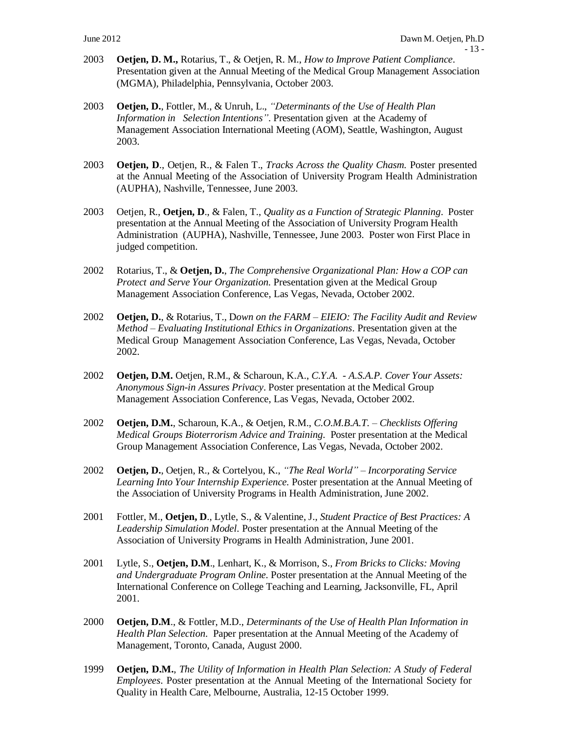2003 **Oetjen, D. M.,** Rotarius, T., & Oetjen, R. M., *How to Improve Patient Compliance*. Presentation given at the Annual Meeting of the Medical Group Management Association (MGMA), Philadelphia, Pennsylvania, October 2003.

2003 **Oetjen, D.**, Fottler, M., & Unruh, L., *"Determinants of the Use of Health Plan Information in Selection Intentions"*. Presentation given at the Academy of Management Association International Meeting (AOM), Seattle, Washington, August 2003.

2003 **Oetjen, D**., Oetjen, R., & Falen T., *Tracks Across the Quality Chasm.* Poster presented at the Annual Meeting of the Association of University Program Health Administration (AUPHA), Nashville, Tennessee, June 2003.

2003 Oetjen, R., **Oetjen, D**., & Falen, T., *Quality as a Function of Strategic Planning*. Poster presentation at the Annual Meeting of the Association of University Program Health Administration (AUPHA), Nashville, Tennessee, June 2003. Poster won First Place in judged competition.

2002 Rotarius, T., & **Oetjen, D.**, *The Comprehensive Organizational Plan: How a COP can Protect and Serve Your Organization.* Presentation given at the Medical Group Management Association Conference, Las Vegas, Nevada, October 2002.

2002 **Oetjen, D.**, & Rotarius, T., D*own on the FARM – EIEIO: The Facility Audit and Review Method – Evaluating Institutional Ethics in Organizations*. Presentation given at the Medical Group Management Association Conference, Las Vegas, Nevada, October 2002.

2002 **Oetjen, D.M.** Oetjen, R.M., & Scharoun, K.A., *C.Y.A. - A.S.A.P. Cover Your Assets: Anonymous Sign-in Assures Privacy*. Poster presentation at the Medical Group Management Association Conference, Las Vegas, Nevada, October 2002.

2002 **Oetjen, D.M.**, Scharoun, K.A., & Oetjen, R.M., *C.O.M.B.A.T. – Checklists Offering Medical Groups Bioterrorism Advice and Training.* Poster presentation at the Medical Group Management Association Conference, Las Vegas, Nevada, October 2002.

2002 **Oetjen, D.**, Oetjen, R., & Cortelyou, K., *"The Real World" – Incorporating Service Learning Into Your Internship Experience.* Poster presentation at the Annual Meeting of the Association of University Programs in Health Administration, June 2002.

2001 Fottler, M., **Oetjen, D**., Lytle, S., & Valentine, J., *Student Practice of Best Practices: A Leadership Simulation Model*. Poster presentation at the Annual Meeting of the Association of University Programs in Health Administration, June 2001.

2001 Lytle, S., **Oetjen, D.M**., Lenhart, K., & Morrison, S., *From Bricks to Clicks: Moving and Undergraduate Program Online*. Poster presentation at the Annual Meeting of the International Conference on College Teaching and Learning, Jacksonville, FL, April 2001.

2000 **Oetjen, D.M**., & Fottler, M.D., *Determinants of the Use of Health Plan Information in Health Plan Selection.* Paper presentation at the Annual Meeting of the Academy of Management, Toronto, Canada, August 2000.

1999 **Oetjen, D.M.**, *The Utility of Information in Health Plan Selection: A Study of Federal Employees*. Poster presentation at the Annual Meeting of the International Society for Quality in Health Care, Melbourne, Australia, 12-15 October 1999.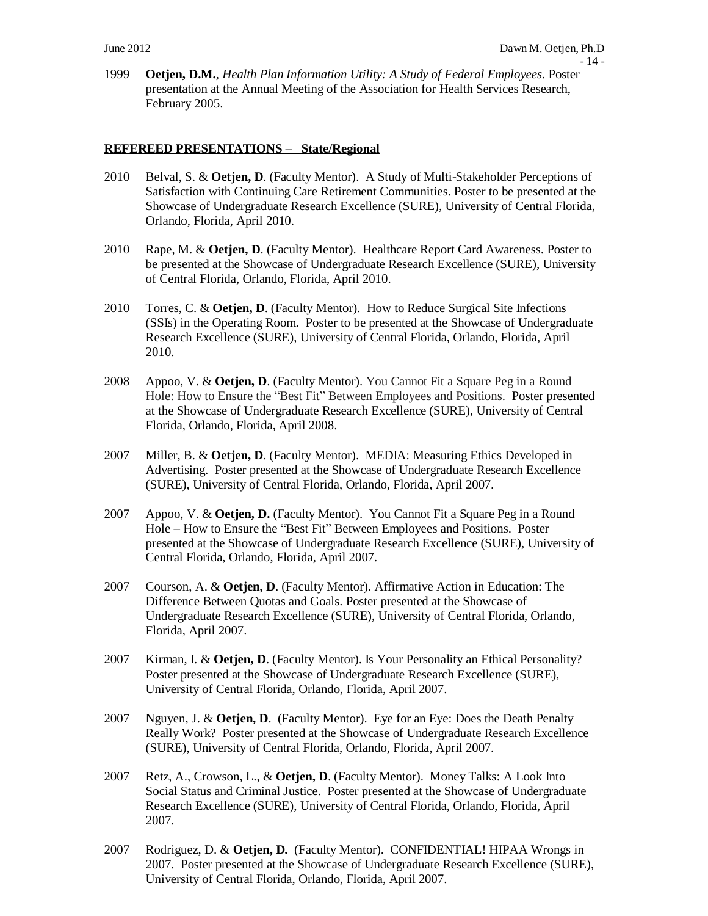1999 **Oetjen, D.M.**, *Health Plan Information Utility: A Study of Federal Employees.* Poster presentation at the Annual Meeting of the Association for Health Services Research, February 2005.

## REFEREED PRESENTATIONS – State/Regional

2010 Belval, S. & **Oetjen, D**. (Faculty Mentor). A Study of Multi-Stakeholder Perceptions of Satisfaction with Continuing Care Retirement Communities. Poster to be presented at the Showcase of Undergraduate Research Excellence (SURE), University of Central Florida, Orlando, Florida, April 2010.

2010 Rape, M. & **Oetjen, D**. (Faculty Mentor). Healthcare Report Card Awareness. Poster to be presented at the Showcase of Undergraduate Research Excellence (SURE), University of Central Florida, Orlando, Florida, April 2010.

2010 Torres, C. & **Oetjen, D**. (Faculty Mentor). How to Reduce Surgical Site Infections (SSIs) in the Operating Room. Poster to be presented at the Showcase of Undergraduate Research Excellence (SURE), University of Central Florida, Orlando, Florida, April 2010.

2008 Appoo, V. & **Oetjen, D**. (Faculty Mentor). You Cannot Fit a Square Peg in a Round Hole: How to Ensure the "Best Fit" Between Employees and Positions. Poster presented at the Showcase of Undergraduate Research Excellence (SURE), University of Central Florida, Orlando, Florida, April 2008.

2007 Miller, B. & **Oetjen, D**. (Faculty Mentor). MEDIA: Measuring Ethics Developed in Advertising. Poster presented at the Showcase of Undergraduate Research Excellence (SURE), University of Central Florida, Orlando, Florida, April 2007.

2007 Appoo, V. & **Oetjen, D.** (Faculty Mentor). You Cannot Fit a Square Peg in a Round Hole – How to Ensure the "Best Fit" Between Employees and Positions. Poster presented at the Showcase of Undergraduate Research Excellence (SURE), University of Central Florida, Orlando, Florida, April 2007.

2007 Courson, A. & **Oetjen, D**. (Faculty Mentor). Affirmative Action in Education: The Difference Between Quotas and Goals. Poster presented at the Showcase of Undergraduate Research Excellence (SURE), University of Central Florida, Orlando, Florida, April 2007.

2007 Kirman, I. & **Oetjen, D**. (Faculty Mentor). Is Your Personality an Ethical Personality? Poster presented at the Showcase of Undergraduate Research Excellence (SURE), University of Central Florida, Orlando, Florida, April 2007.

2007 Nguyen, J. & **Oetjen, D**. (Faculty Mentor). Eye for an Eye: Does the Death Penalty Really Work? Poster presented at the Showcase of Undergraduate Research Excellence (SURE), University of Central Florida, Orlando, Florida, April 2007.

2007 Retz, A., Crowson, L., & **Oetjen, D**. (Faculty Mentor). Money Talks: A Look Into Social Status and Criminal Justice. Poster presented at the Showcase of Undergraduate Research Excellence (SURE), University of Central Florida, Orlando, Florida, April 2007.

2007 Rodriguez, D. & **Oetjen, D.** (Faculty Mentor). CONFIDENTIAL! HIPAA Wrongs in 2007. Poster presented at the Showcase of Undergraduate Research Excellence (SURE), University of Central Florida, Orlando, Florida, April 2007.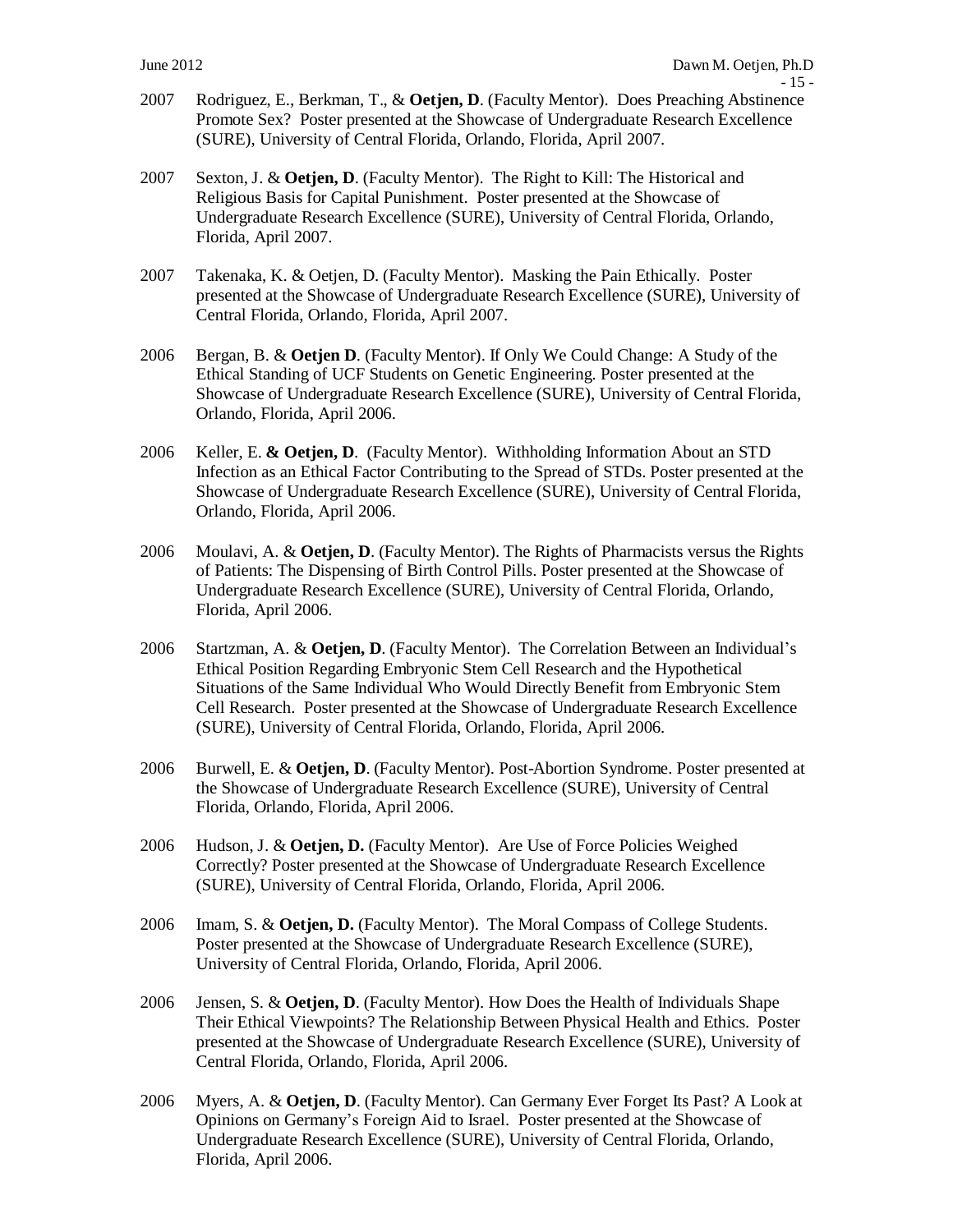2007 Rodriguez, E., Berkman, T., & **Oetjen, D**. (Faculty Mentor). Does Preaching Abstinence Promote Sex? Poster presented at the Showcase of Undergraduate Research Excellence (SURE), University of Central Florida, Orlando, Florida, April 2007.

2007 Sexton, J. & **Oetjen, D**. (Faculty Mentor). The Right to Kill: The Historical and Religious Basis for Capital Punishment. Poster presented at the Showcase of Undergraduate Research Excellence (SURE), University of Central Florida, Orlando, Florida, April 2007.

2007 Takenaka, K. & Oetjen, D. (Faculty Mentor). Masking the Pain Ethically. Poster presented at the Showcase of Undergraduate Research Excellence (SURE), University of Central Florida, Orlando, Florida, April 2007.

2006 Bergan, B. & **Oetjen D**. (Faculty Mentor). If Only We Could Change: A Study of the Ethical Standing of UCF Students on Genetic Engineering. Poster presented at the Showcase of Undergraduate Research Excellence (SURE), University of Central Florida, Orlando, Florida, April 2006.

2006 Keller, E. **& Oetjen, D**. (Faculty Mentor). Withholding Information About an STD Infection as an Ethical Factor Contributing to the Spread of STDs. Poster presented at the Showcase of Undergraduate Research Excellence (SURE), University of Central Florida, Orlando, Florida, April 2006.

2006 Moulavi, A. & **Oetjen, D**. (Faculty Mentor). The Rights of Pharmacists versus the Rights of Patients: The Dispensing of Birth Control Pills. Poster presented at the Showcase of Undergraduate Research Excellence (SURE), University of Central Florida, Orlando, Florida, April 2006.

2006 Startzman, A. & **Oetjen, D**. (Faculty Mentor). The Correlation Between an Individual's Ethical Position Regarding Embryonic Stem Cell Research and the Hypothetical Situations of the Same Individual Who Would Directly Benefit from Embryonic Stem Cell Research. Poster presented at the Showcase of Undergraduate Research Excellence (SURE), University of Central Florida, Orlando, Florida, April 2006.

2006 Burwell, E. & **Oetjen, D**. (Faculty Mentor). Post-Abortion Syndrome. Poster presented at the Showcase of Undergraduate Research Excellence (SURE), University of Central Florida, Orlando, Florida, April 2006.

2006 Hudson, J. & **Oetjen, D.** (Faculty Mentor). Are Use of Force Policies Weighed Correctly? Poster presented at the Showcase of Undergraduate Research Excellence (SURE), University of Central Florida, Orlando, Florida, April 2006.

2006 Imam, S. & **Oetjen, D.** (Faculty Mentor). The Moral Compass of College Students. Poster presented at the Showcase of Undergraduate Research Excellence (SURE), University of Central Florida, Orlando, Florida, April 2006.

2006 Jensen, S. & **Oetjen, D**. (Faculty Mentor). How Does the Health of Individuals Shape Their Ethical Viewpoints? The Relationship Between Physical Health and Ethics. Poster presented at the Showcase of Undergraduate Research Excellence (SURE), University of Central Florida, Orlando, Florida, April 2006.

2006 Myers, A. & **Oetjen, D**. (Faculty Mentor). Can Germany Ever Forget Its Past? A Look at Opinions on Germany's Foreign Aid to Israel. Poster presented at the Showcase of Undergraduate Research Excellence (SURE), University of Central Florida, Orlando, Florida, April 2006.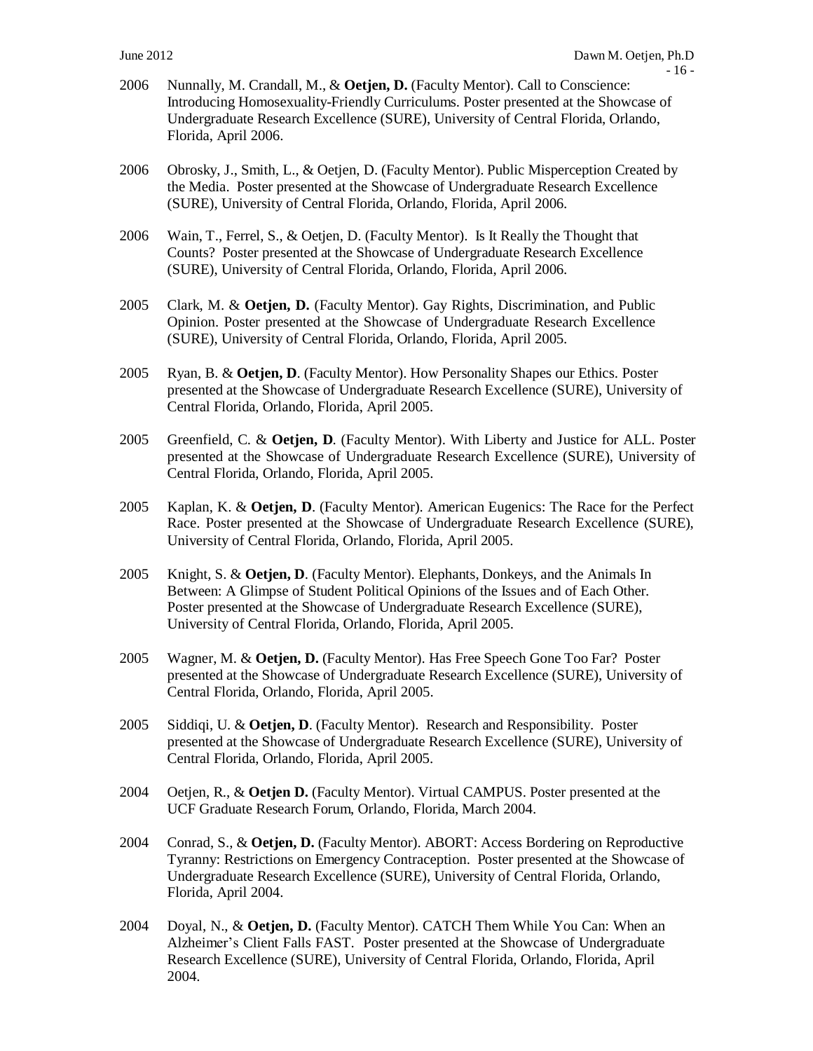2006 Nunnally, M. Crandall, M., & **Oetjen, D.** (Faculty Mentor). Call to Conscience: Introducing Homosexuality-Friendly Curriculums. Poster presented at the Showcase of Undergraduate Research Excellence (SURE), University of Central Florida, Orlando, Florida, April 2006.

2006 Obrosky, J., Smith, L., & Oetjen, D. (Faculty Mentor). Public Misperception Created by the Media. Poster presented at the Showcase of Undergraduate Research Excellence (SURE), University of Central Florida, Orlando, Florida, April 2006.

2006 Wain, T., Ferrel, S., & Oetjen, D. (Faculty Mentor). Is It Really the Thought that Counts? Poster presented at the Showcase of Undergraduate Research Excellence (SURE), University of Central Florida, Orlando, Florida, April 2006.

2005 Clark, M. & **Oetjen, D.** (Faculty Mentor). Gay Rights, Discrimination, and Public Opinion. Poster presented at the Showcase of Undergraduate Research Excellence (SURE), University of Central Florida, Orlando, Florida, April 2005.

2005 Ryan, B. & **Oetjen, D**. (Faculty Mentor). How Personality Shapes our Ethics. Poster presented at the Showcase of Undergraduate Research Excellence (SURE), University of Central Florida, Orlando, Florida, April 2005.

2005 Greenfield, C. & **Oetjen, D**. (Faculty Mentor). With Liberty and Justice for ALL. Poster presented at the Showcase of Undergraduate Research Excellence (SURE), University of Central Florida, Orlando, Florida, April 2005.

2005 Kaplan, K. & **Oetjen, D**. (Faculty Mentor). American Eugenics: The Race for the Perfect Race. Poster presented at the Showcase of Undergraduate Research Excellence (SURE), University of Central Florida, Orlando, Florida, April 2005.

2005 Knight, S. & **Oetjen, D**. (Faculty Mentor). Elephants, Donkeys, and the Animals In Between: A Glimpse of Student Political Opinions of the Issues and of Each Other. Poster presented at the Showcase of Undergraduate Research Excellence (SURE), University of Central Florida, Orlando, Florida, April 2005.

2005 Wagner, M. & **Oetjen, D.** (Faculty Mentor). Has Free Speech Gone Too Far? Poster presented at the Showcase of Undergraduate Research Excellence (SURE), University of Central Florida, Orlando, Florida, April 2005.

2005 Siddiqi, U. & **Oetjen, D**. (Faculty Mentor). Research and Responsibility. Poster presented at the Showcase of Undergraduate Research Excellence (SURE), University of Central Florida, Orlando, Florida, April 2005.

2004 Oetjen, R., & **Oetjen D.** (Faculty Mentor). Virtual CAMPUS. Poster presented at the UCF Graduate Research Forum, Orlando, Florida, March 2004.

2004 Conrad, S., & **Oetjen, D.** (Faculty Mentor). ABORT: Access Bordering on Reproductive Tyranny: Restrictions on Emergency Contraception. Poster presented at the Showcase of Undergraduate Research Excellence (SURE), University of Central Florida, Orlando, Florida, April 2004.

2004 Doyal, N., & **Oetjen, D.** (Faculty Mentor). CATCH Them While You Can: When an Alzheimer's Client Falls FAST. Poster presented at the Showcase of Undergraduate Research Excellence (SURE), University of Central Florida, Orlando, Florida, April 2004.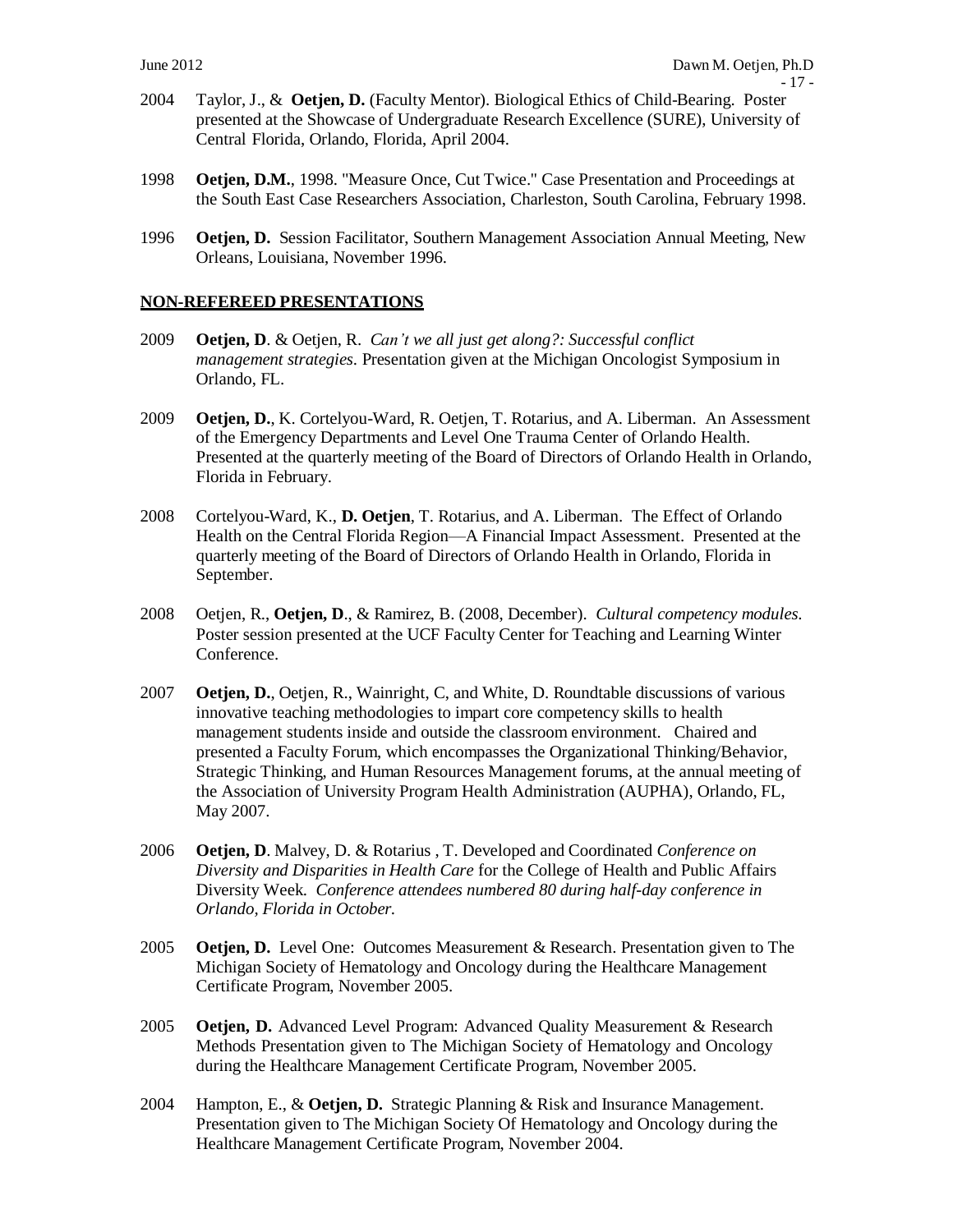2004 Taylor, J., & **Oetjen, D.** (Faculty Mentor). Biological Ethics of Child-Bearing. Poster presented at the Showcase of Undergraduate Research Excellence (SURE), University of Central Florida, Orlando, Florida, April 2004.

1998 **Oetjen, D.M.**, 1998. "Measure Once, Cut Twice." Case Presentation and Proceedings at the South East Case Researchers Association, Charleston, South Carolina, February 1998.

1996 **Oetjen, D.** Session Facilitator, Southern Management Association Annual Meeting, New Orleans, Louisiana, November 1996.

**NON-REFEREED PRESENTATIONS**

2009 **Oetjen, D**. & Oetjen, R. *Can't we all just get along?: Successful conflict management strategies*. Presentation given at the Michigan Oncologist Symposium in Orlando, FL.

2009 **Oetjen, D.**, K. Cortelyou-Ward, R. Oetjen, T. Rotarius, and A. Liberman. An Assessment of the Emergency Departments and Level One Trauma Center of Orlando Health. Presented at the quarterly meeting of the Board of Directors of Orlando Health in Orlando, Florida in February.

2008 Cortelyou-Ward, K., **D. Oetjen**, T. Rotarius, and A. Liberman. The Effect of Orlando Health on the Central Florida Region—A Financial Impact Assessment. Presented at the quarterly meeting of the Board of Directors of Orlando Health in Orlando, Florida in September.

2008 Oetjen, R., **Oetjen, D**., & Ramirez, B. (2008, December). *Cultural competency modules.* Poster session presented at the UCF Faculty Center for Teaching and Learning Winter Conference.

2007 **Oetjen, D.**, Oetjen, R., Wainright, C, and White, D. Roundtable discussions of various innovative teaching methodologies to impart core competency skills to health management students inside and outside the classroom environment. Chaired and presented a Faculty Forum, which encompasses the Organizational Thinking/Behavior, Strategic Thinking, and Human Resources Management forums, at the annual meeting of the Association of University Program Health Administration (AUPHA), Orlando, FL, May 2007.

2006 **Oetjen, D**. Malvey, D. & Rotarius , T. Developed and Coordinated *Conference on Diversity and Disparities in Health Care* for the College of Health and Public Affairs Diversity Week. *Conference attendees numbered 80 during half-day conference in Orlando, Florida in October.*

2005 **Oetjen, D.** Level One: Outcomes Measurement & Research. Presentation given to The Michigan Society of Hematology and Oncology during the Healthcare Management Certificate Program, November 2005.

2005 **Oetjen, D.** Advanced Level Program: Advanced Quality Measurement & Research Methods Presentation given to The Michigan Society of Hematology and Oncology during the Healthcare Management Certificate Program, November 2005.

2004 Hampton, E., & **Oetjen, D.** Strategic Planning & Risk and Insurance Management. Presentation given to The Michigan Society Of Hematology and Oncology during the Healthcare Management Certificate Program, November 2004.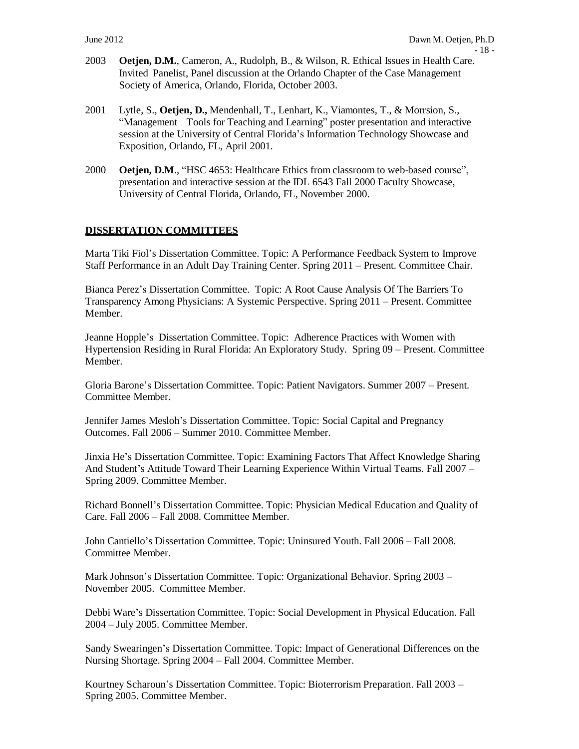2003 **Oetjen, D.M.**, Cameron, A., Rudolph, B., & Wilson, R. Ethical Issues in Health Care. Invited Panelist, Panel discussion at the Orlando Chapter of the Case Management Society of America, Orlando, Florida, October 2003.

2001 Lytle, S., **Oetjen, D.,** Mendenhall, T., Lenhart, K., Viamontes, T., & Morrsion, S., "Management Tools for Teaching and Learning" poster presentation and interactive session at the University of Central Florida's Information Technology Showcase and Exposition, Orlando, FL, April 2001.

2000 **Oetjen, D.M**., "HSC 4653: Healthcare Ethics from classroom to web-based course", presentation and interactive session at the IDL 6543 Fall 2000 Faculty Showcase, University of Central Florida, Orlando, FL, November 2000.

## DISSERTATION COMMITTEES

Marta Tiki Fiol's Dissertation Committee. Topic: A Performance Feedback System to Improve Staff Performance in an Adult Day Training Center. Spring 2011 – Present. Committee Chair.

Bianca Perez's Dissertation Committee. Topic: A Root Cause Analysis Of The Barriers To Transparency Among Physicians: A Systemic Perspective. Spring 2011 – Present. Committee Member.

Jeanne Hopple's Dissertation Committee. Topic: Adherence Practices with Women with Hypertension Residing in Rural Florida: An Exploratory Study. Spring 09 – Present. Committee Member.

Gloria Barone's Dissertation Committee. Topic: Patient Navigators. Summer 2007 – Present. Committee Member.

Jennifer James Mesloh's Dissertation Committee. Topic: Social Capital and Pregnancy Outcomes. Fall 2006 – Summer 2010. Committee Member.

Jinxia He's Dissertation Committee. Topic: Examining Factors That Affect Knowledge Sharing And Student's Attitude Toward Their Learning Experience Within Virtual Teams. Fall 2007 – Spring 2009. Committee Member.

Richard Bonnell's Dissertation Committee. Topic: Physician Medical Education and Quality of Care. Fall 2006 – Fall 2008. Committee Member.

John Cantiello's Dissertation Committee. Topic: Uninsured Youth. Fall 2006 – Fall 2008. Committee Member.

Mark Johnson's Dissertation Committee. Topic: Organizational Behavior. Spring 2003 – November 2005. Committee Member.

Debbi Ware's Dissertation Committee. Topic: Social Development in Physical Education. Fall 2004 – July 2005. Committee Member.

Sandy Swearingen's Dissertation Committee. Topic: Impact of Generational Differences on the Nursing Shortage. Spring 2004 – Fall 2004. Committee Member.

Kourtney Scharoun's Dissertation Committee. Topic: Bioterrorism Preparation. Fall 2003 – Spring 2005. Committee Member.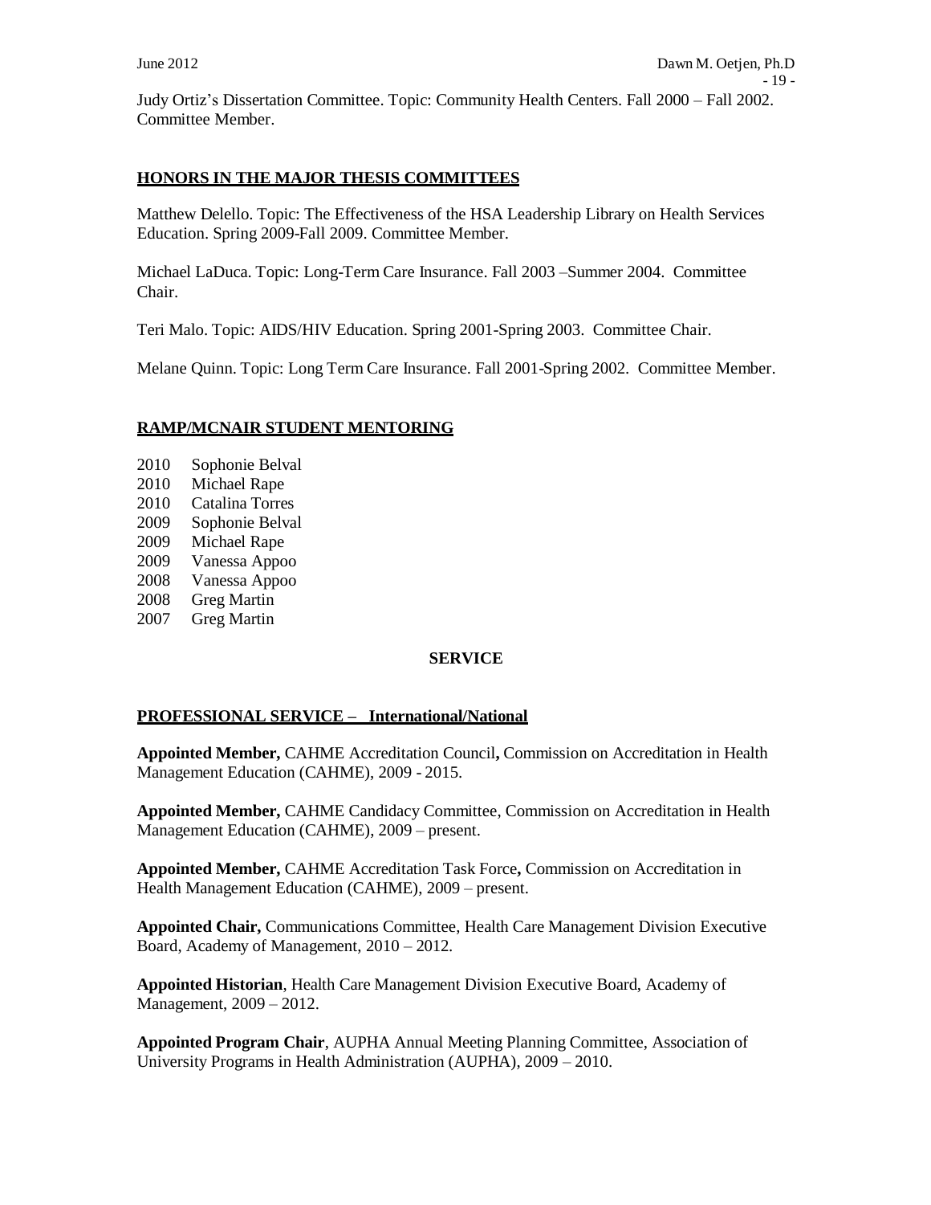Judy Ortiz's Dissertation Committee. Topic: Community Health Centers. Fall 2000 – Fall 2002. Committee Member.

## HONORS IN THE MAJOR THESIS COMMITTEES

Matthew Delello. Topic: The Effectiveness of the HSA Leadership Library on Health Services Education. Spring 2009-Fall 2009. Committee Member.

Michael LaDuca. Topic: Long-Term Care Insurance. Fall 2003 –Summer 2004. Committee Chair.

Teri Malo. Topic: AIDS/HIV Education. Spring 2001-Spring 2003. Committee Chair.

Melane Quinn. Topic: Long Term Care Insurance. Fall 2001-Spring 2002. Committee Member.

## RAMP/MCNAIR STUDENT MENTORING

2010 Sophonie Belval
2010 Michael Rape
2010 Catalina Torres
2009 Sophonie Belval
2009 Michael Rape
2009 Vanessa Appoo
2008 Vanessa Appoo
2008 Greg Martin
2007 Greg Martin

# SERVICE

## PROFESSIONAL SERVICE – International/National

**Appointed Member,** CAHME Accreditation Council**,** Commission on Accreditation in Health Management Education (CAHME), 2009 - 2015.

**Appointed Member,** CAHME Candidacy Committee, Commission on Accreditation in Health Management Education (CAHME), 2009 – present.

**Appointed Member,** CAHME Accreditation Task Force**,** Commission on Accreditation in Health Management Education (CAHME), 2009 – present.

**Appointed Chair,** Communications Committee, Health Care Management Division Executive Board, Academy of Management, 2010 – 2012.

**Appointed Historian**, Health Care Management Division Executive Board, Academy of Management, 2009 – 2012.

**Appointed Program Chair**, AUPHA Annual Meeting Planning Committee, Association of University Programs in Health Administration (AUPHA), 2009 – 2010.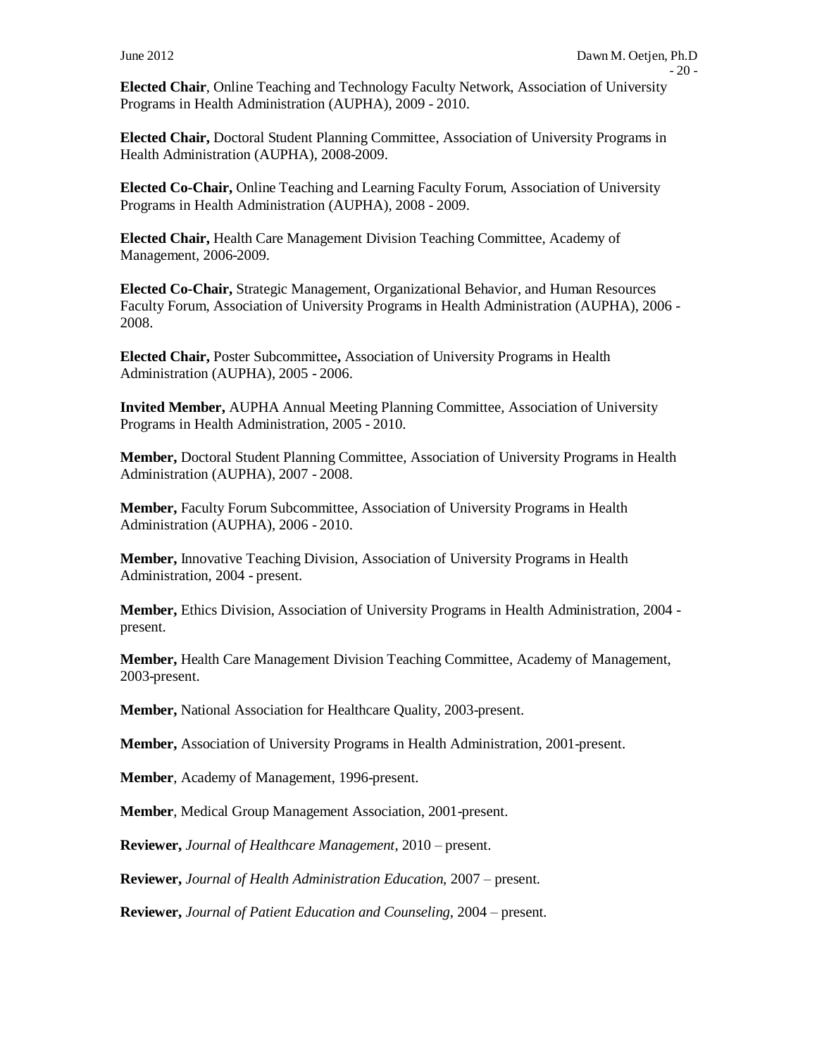**Elected Chair**, Online Teaching and Technology Faculty Network, Association of University Programs in Health Administration (AUPHA), 2009 - 2010.

**Elected Chair,** Doctoral Student Planning Committee, Association of University Programs in Health Administration (AUPHA), 2008-2009.

**Elected Co-Chair,** Online Teaching and Learning Faculty Forum, Association of University Programs in Health Administration (AUPHA), 2008 - 2009.

**Elected Chair,** Health Care Management Division Teaching Committee, Academy of Management, 2006-2009.

**Elected Co-Chair,** Strategic Management, Organizational Behavior, and Human Resources Faculty Forum, Association of University Programs in Health Administration (AUPHA), 2006 - 2008.

**Elected Chair,** Poster Subcommittee**,** Association of University Programs in Health Administration (AUPHA), 2005 - 2006.

**Invited Member,** AUPHA Annual Meeting Planning Committee, Association of University Programs in Health Administration, 2005 - 2010.

**Member,** Doctoral Student Planning Committee, Association of University Programs in Health Administration (AUPHA), 2007 - 2008.

**Member,** Faculty Forum Subcommittee, Association of University Programs in Health Administration (AUPHA), 2006 - 2010.

**Member,** Innovative Teaching Division, Association of University Programs in Health Administration, 2004 - present.

**Member,** Ethics Division, Association of University Programs in Health Administration, 2004 - present.

**Member,** Health Care Management Division Teaching Committee, Academy of Management, 2003-present.

**Member,** National Association for Healthcare Quality, 2003-present.

**Member,** Association of University Programs in Health Administration, 2001-present.

**Member**, Academy of Management, 1996-present.

**Member**, Medical Group Management Association, 2001-present.

**Reviewer,** *Journal of Healthcare Management*, 2010 – present.

**Reviewer,** *Journal of Health Administration Education,* 2007 – present.

**Reviewer,** *Journal of Patient Education and Counseling,* 2004 – present.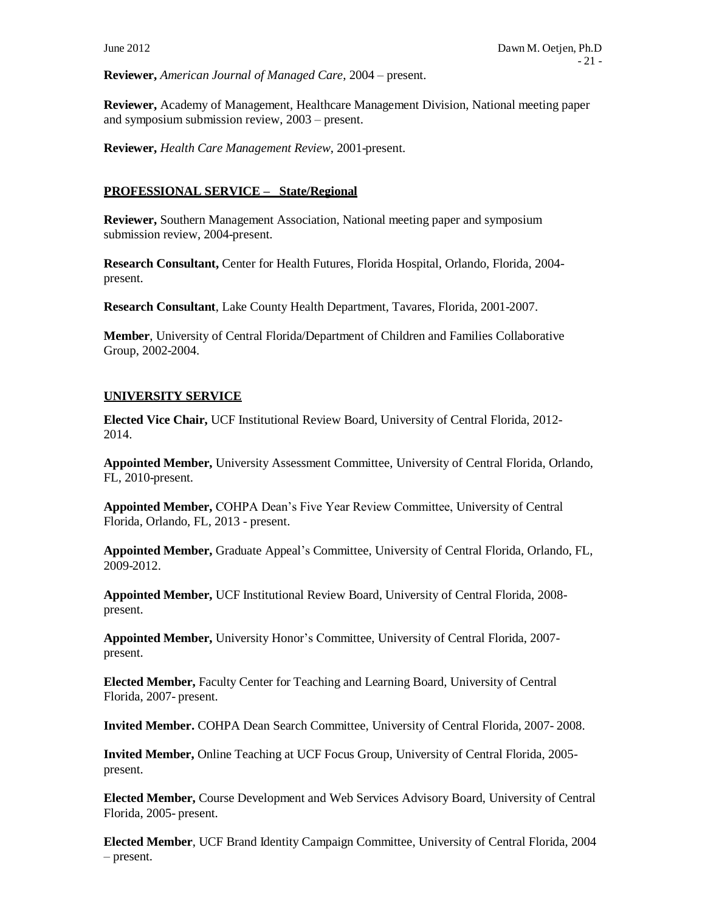**Reviewer,** *American Journal of Managed Care*, 2004 – present.

**Reviewer,** Academy of Management, Healthcare Management Division, National meeting paper and symposium submission review, 2003 – present.

**Reviewer,** *Health Care Management Review*, 2001-present.

## PROFESSIONAL SERVICE – State/Regional

**Reviewer,** Southern Management Association, National meeting paper and symposium submission review, 2004-present.

**Research Consultant,** Center for Health Futures, Florida Hospital, Orlando, Florida, 2004-present.

**Research Consultant**, Lake County Health Department, Tavares, Florida, 2001-2007.

**Member**, University of Central Florida/Department of Children and Families Collaborative Group, 2002-2004.

## UNIVERSITY SERVICE

**Elected Vice Chair,** UCF Institutional Review Board, University of Central Florida, 2012-2014.

**Appointed Member,** University Assessment Committee, University of Central Florida, Orlando, FL, 2010-present.

**Appointed Member,** COHPA Dean's Five Year Review Committee, University of Central Florida, Orlando, FL, 2013 - present.

**Appointed Member,** Graduate Appeal's Committee, University of Central Florida, Orlando, FL, 2009-2012.

**Appointed Member,** UCF Institutional Review Board, University of Central Florida, 2008-present.

**Appointed Member,** University Honor's Committee, University of Central Florida, 2007-present.

**Elected Member,** Faculty Center for Teaching and Learning Board, University of Central Florida, 2007- present.

**Invited Member.** COHPA Dean Search Committee, University of Central Florida, 2007- 2008.

**Invited Member,** Online Teaching at UCF Focus Group, University of Central Florida, 2005-present.

**Elected Member,** Course Development and Web Services Advisory Board, University of Central Florida, 2005- present.

**Elected Member**, UCF Brand Identity Campaign Committee, University of Central Florida, 2004 – present.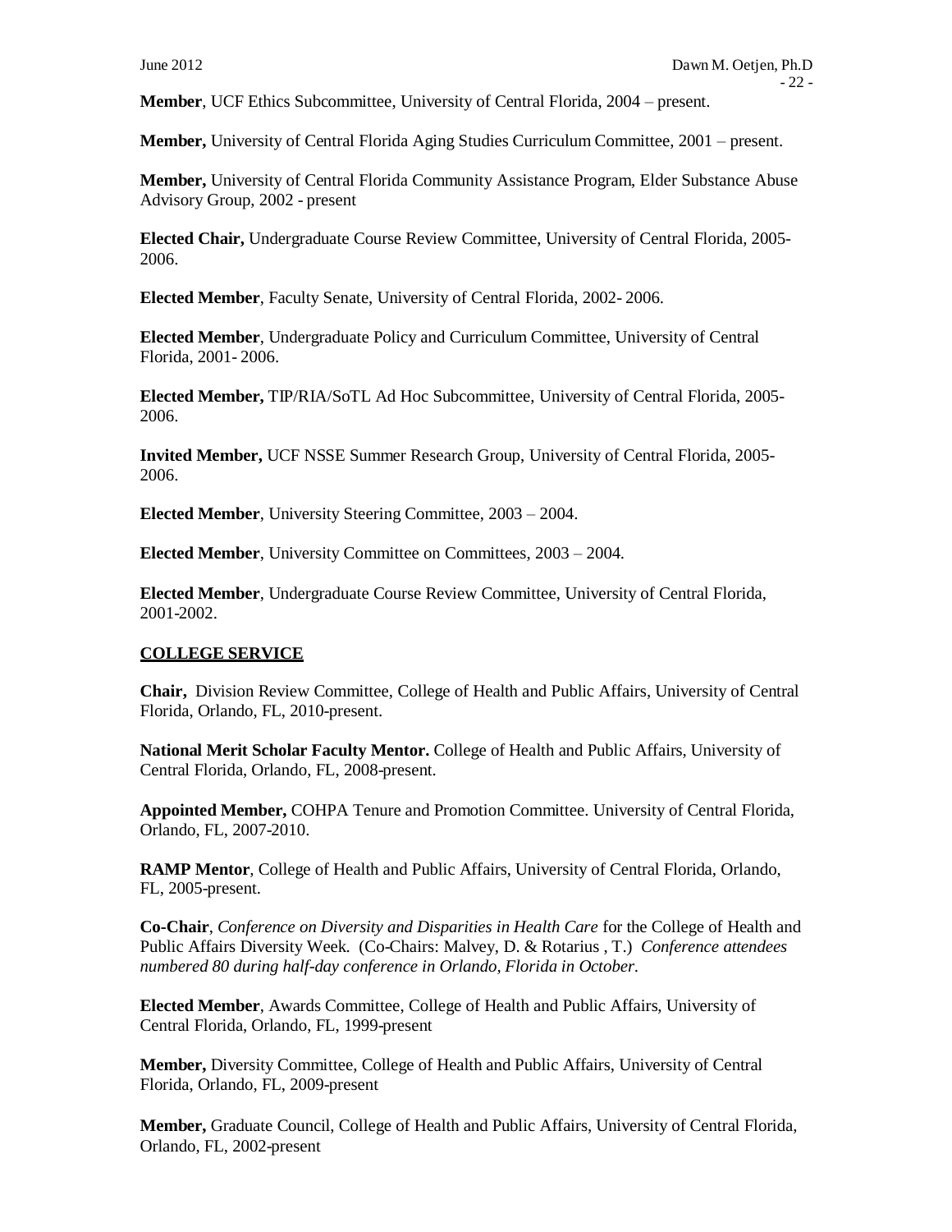**Member**, UCF Ethics Subcommittee, University of Central Florida, 2004 – present.

**Member,** University of Central Florida Aging Studies Curriculum Committee, 2001 – present.

**Member,** University of Central Florida Community Assistance Program, Elder Substance Abuse Advisory Group, 2002 - present

**Elected Chair,** Undergraduate Course Review Committee, University of Central Florida, 2005-2006.

**Elected Member**, Faculty Senate, University of Central Florida, 2002- 2006.

**Elected Member**, Undergraduate Policy and Curriculum Committee, University of Central Florida, 2001- 2006.

**Elected Member,** TIP/RIA/SoTL Ad Hoc Subcommittee, University of Central Florida, 2005-2006.

**Invited Member,** UCF NSSE Summer Research Group, University of Central Florida, 2005-2006.

**Elected Member**, University Steering Committee, 2003 – 2004.

**Elected Member**, University Committee on Committees, 2003 – 2004.

**Elected Member**, Undergraduate Course Review Committee, University of Central Florida, 2001-2002.

## COLLEGE SERVICE

**Chair,** Division Review Committee, College of Health and Public Affairs, University of Central Florida, Orlando, FL, 2010-present.

**National Merit Scholar Faculty Mentor.** College of Health and Public Affairs, University of Central Florida, Orlando, FL, 2008-present.

**Appointed Member,** COHPA Tenure and Promotion Committee. University of Central Florida, Orlando, FL, 2007-2010.

**RAMP Mentor**, College of Health and Public Affairs, University of Central Florida, Orlando, FL, 2005-present.

**Co-Chair**, *Conference on Diversity and Disparities in Health Care* for the College of Health and Public Affairs Diversity Week. (Co-Chairs: Malvey, D. & Rotarius , T.) *Conference attendees numbered 80 during half-day conference in Orlando, Florida in October.*

**Elected Member**, Awards Committee, College of Health and Public Affairs, University of Central Florida, Orlando, FL, 1999-present

**Member,** Diversity Committee, College of Health and Public Affairs, University of Central Florida, Orlando, FL, 2009-present

**Member,** Graduate Council, College of Health and Public Affairs, University of Central Florida, Orlando, FL, 2002-present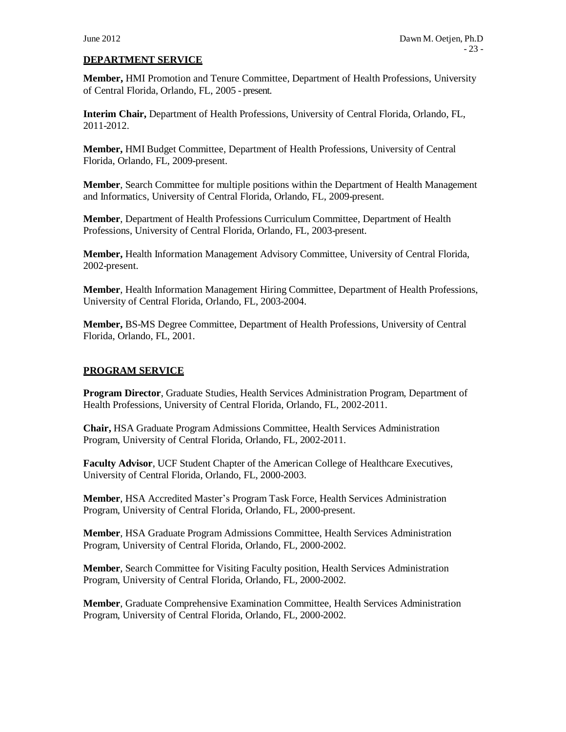## DEPARTMENT SERVICE

**Member,** HMI Promotion and Tenure Committee, Department of Health Professions, University of Central Florida, Orlando, FL, 2005 - present.

**Interim Chair,** Department of Health Professions, University of Central Florida, Orlando, FL, 2011-2012.

**Member,** HMI Budget Committee, Department of Health Professions, University of Central Florida, Orlando, FL, 2009-present.

**Member**, Search Committee for multiple positions within the Department of Health Management and Informatics, University of Central Florida, Orlando, FL, 2009-present.

**Member**, Department of Health Professions Curriculum Committee, Department of Health Professions, University of Central Florida, Orlando, FL, 2003-present.

**Member,** Health Information Management Advisory Committee, University of Central Florida, 2002-present.

**Member**, Health Information Management Hiring Committee, Department of Health Professions, University of Central Florida, Orlando, FL, 2003-2004.

**Member,** BS-MS Degree Committee, Department of Health Professions, University of Central Florida, Orlando, FL, 2001.

## PROGRAM SERVICE

**Program Director**, Graduate Studies, Health Services Administration Program, Department of Health Professions, University of Central Florida, Orlando, FL, 2002-2011.

**Chair,** HSA Graduate Program Admissions Committee, Health Services Administration Program, University of Central Florida, Orlando, FL, 2002-2011.

**Faculty Advisor**, UCF Student Chapter of the American College of Healthcare Executives, University of Central Florida, Orlando, FL, 2000-2003.

**Member**, HSA Accredited Master's Program Task Force, Health Services Administration Program, University of Central Florida, Orlando, FL, 2000-present.

**Member**, HSA Graduate Program Admissions Committee, Health Services Administration Program, University of Central Florida, Orlando, FL, 2000-2002.

**Member**, Search Committee for Visiting Faculty position, Health Services Administration Program, University of Central Florida, Orlando, FL, 2000-2002.

**Member**, Graduate Comprehensive Examination Committee, Health Services Administration Program, University of Central Florida, Orlando, FL, 2000-2002.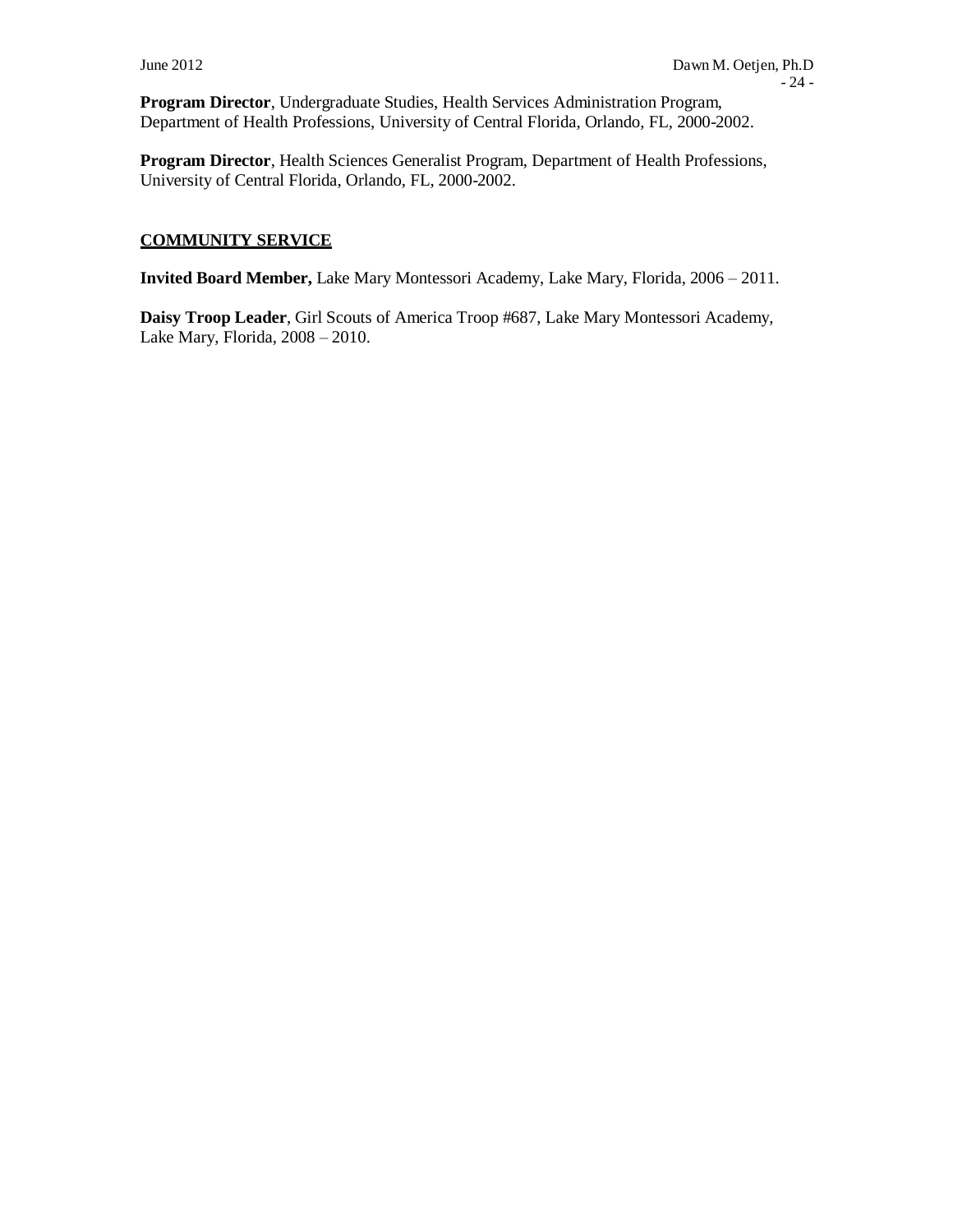**Program Director**, Undergraduate Studies, Health Services Administration Program, Department of Health Professions, University of Central Florida, Orlando, FL, 2000-2002.

**Program Director**, Health Sciences Generalist Program, Department of Health Professions, University of Central Florida, Orlando, FL, 2000-2002.

## COMMUNITY SERVICE

**Invited Board Member,** Lake Mary Montessori Academy, Lake Mary, Florida, 2006 – 2011.

**Daisy Troop Leader**, Girl Scouts of America Troop #687, Lake Mary Montessori Academy, Lake Mary, Florida, 2008 – 2010.